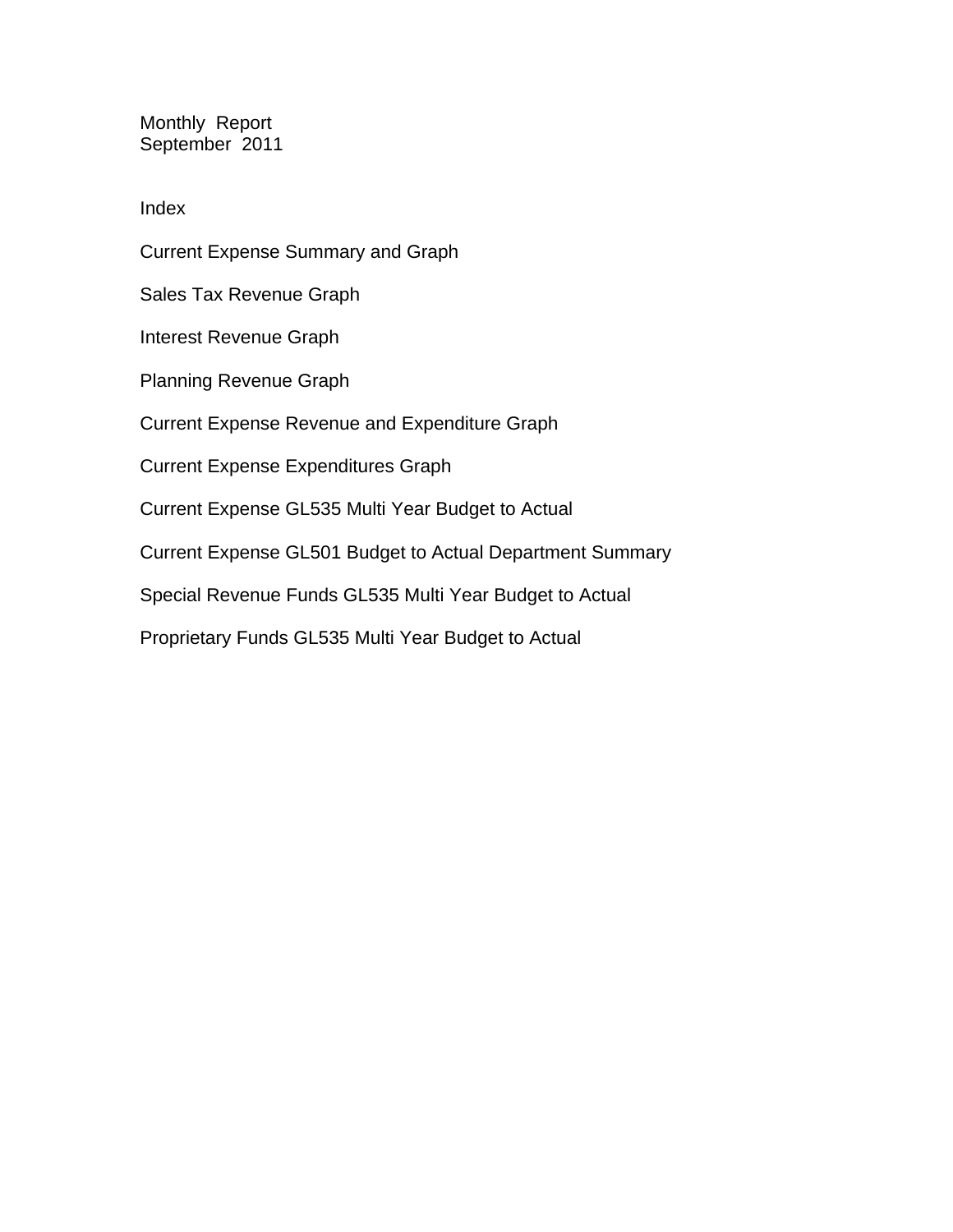# Monthly Report
## September 2011

### Index

Current Expense Summary and Graph

Sales Tax Revenue Graph

Interest Revenue Graph

Planning Revenue Graph

Current Expense Revenue and Expenditure Graph

Current Expense Expenditures Graph

Current Expense GL535 Multi Year Budget to Actual

Current Expense GL501 Budget to Actual Department Summary

Special Revenue Funds GL535 Multi Year Budget to Actual

Proprietary Funds GL535 Multi Year Budget to Actual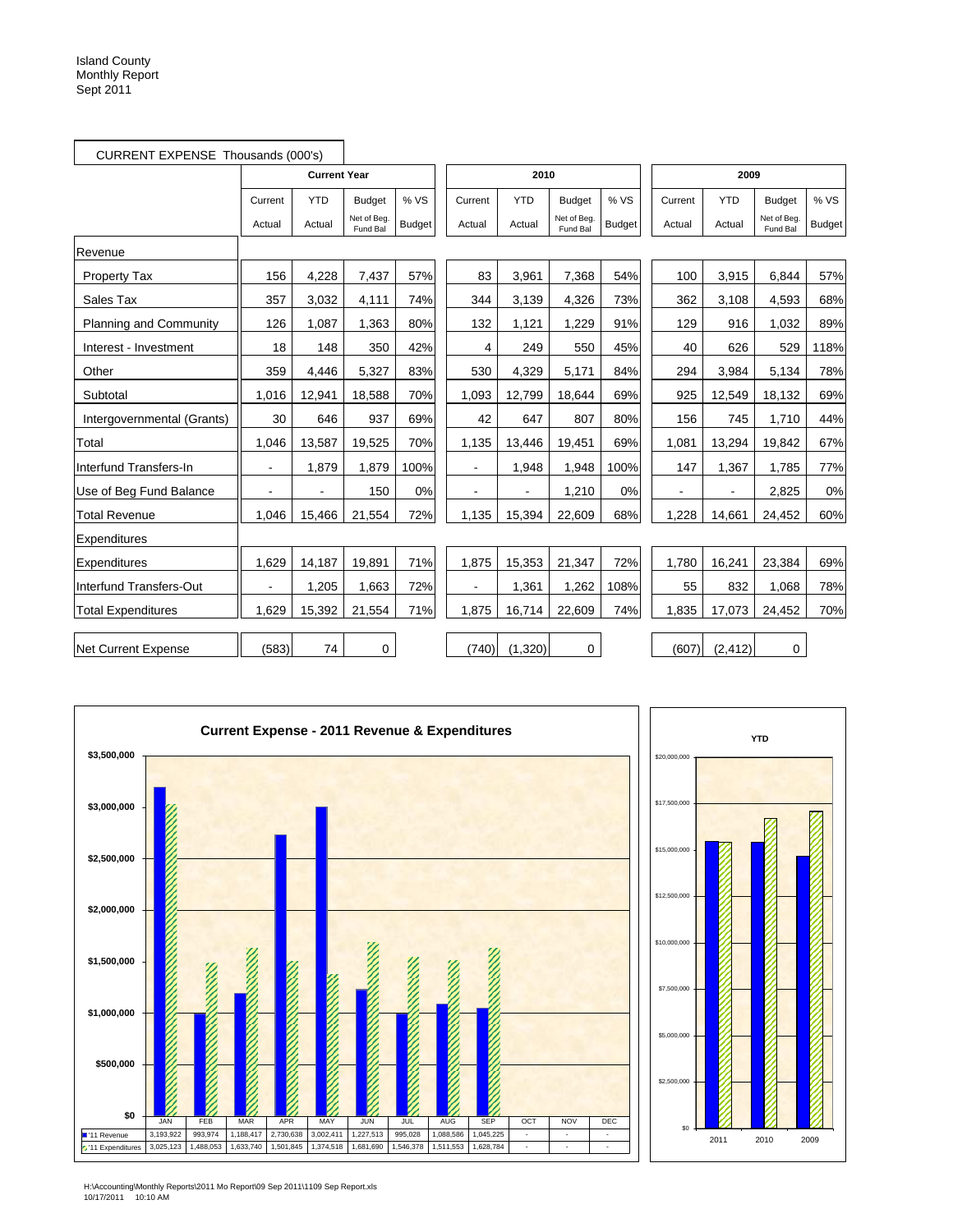Island County
Monthly Report
Sept 2011

**CURRENT EXPENSE Thousands (000's)**

| | Current Year | | | | 2010 | | | | 2009 | | | |
|---|---|---|---|---|---|---|---|---|---|---|---|---|
| | Current Actual | YTD Actual | Budget Net of Beg. Fund Bal | % VS Budget | Current Actual | YTD Actual | Budget Net of Beg. Fund Bal | % VS Budget | Current Actual | YTD Actual | Budget Net of Beg. Fund Bal | % VS Budget |
| Revenue | | | | | | | | | | | | |
| Property Tax | 156 | 4,228 | 7,437 | 57% | 83 | 3,961 | 7,368 | 54% | 100 | 3,915 | 6,844 | 57% |
| Sales Tax | 357 | 3,032 | 4,111 | 74% | 344 | 3,139 | 4,326 | 73% | 362 | 3,108 | 4,593 | 68% |
| Planning and Community | 126 | 1,087 | 1,363 | 80% | 132 | 1,121 | 1,229 | 91% | 129 | 916 | 1,032 | 89% |
| Interest - Investment | 18 | 148 | 350 | 42% | 4 | 249 | 550 | 45% | 40 | 626 | 529 | 118% |
| Other | 359 | 4,446 | 5,327 | 83% | 530 | 4,329 | 5,171 | 84% | 294 | 3,984 | 5,134 | 78% |
| Subtotal | 1,016 | 12,941 | 18,588 | 70% | 1,093 | 12,799 | 18,644 | 69% | 925 | 12,549 | 18,132 | 69% |
| Intergovernmental (Grants) | 30 | 646 | 937 | 69% | 42 | 647 | 807 | 80% | 156 | 745 | 1,710 | 44% |
| Total | 1,046 | 13,587 | 19,525 | 70% | 1,135 | 13,446 | 19,451 | 69% | 1,081 | 13,294 | 19,842 | 67% |
| Interfund Transfers-In | - | 1,879 | 1,879 | 100% | - | 1,948 | 1,948 | 100% | 147 | 1,367 | 1,785 | 77% |
| Use of Beg Fund Balance | - | - | 150 | 0% | - | - | 1,210 | 0% | - | - | 2,825 | 0% |
| Total Revenue | 1,046 | 15,466 | 21,554 | 72% | 1,135 | 15,394 | 22,609 | 68% | 1,228 | 14,661 | 24,452 | 60% |
| Expenditures | | | | | | | | | | | | |
| Expenditures | 1,629 | 14,187 | 19,891 | 71% | 1,875 | 15,353 | 21,347 | 72% | 1,780 | 16,241 | 23,384 | 69% |
| Interfund Transfers-Out | - | 1,205 | 1,663 | 72% | - | 1,361 | 1,262 | 108% | 55 | 832 | 1,068 | 78% |
| Total Expenditures | 1,629 | 15,392 | 21,554 | 71% | 1,875 | 16,714 | 22,609 | 74% | 1,835 | 17,073 | 24,452 | 70% |
| Net Current Expense | (583) | 74 | 0 | | (740) | (1,320) | 0 | | (607) | (2,412) | 0 | |

**Current Expense - 2011 Revenue & Expenditures**

| | JAN | FEB | MAR | APR | MAY | JUN | JUL | AUG | SEP | OCT | NOV | DEC |
|---|---|---|---|---|---|---|---|---|---|---|---|---|
| '11 Revenue | 3,193,922 | 993,974 | 1,188,417 | 2,730,638 | 3,002,411 | 1,227,513 | 995,028 | 1,088,586 | 1,045,225 | - | - | - |
| '11 Expenditures | 3,025,123 | 1,488,053 | 1,633,740 | 1,501,845 | 1,374,518 | 1,681,690 | 1,546,378 | 1,511,553 | 1,628,784 | - | - | - |

**YTD**

H:\Accounting\Monthly Reports\2011 Mo Report\09 Sep 2011\1109 Sep Report.xls
10/17/2011 10:10 AM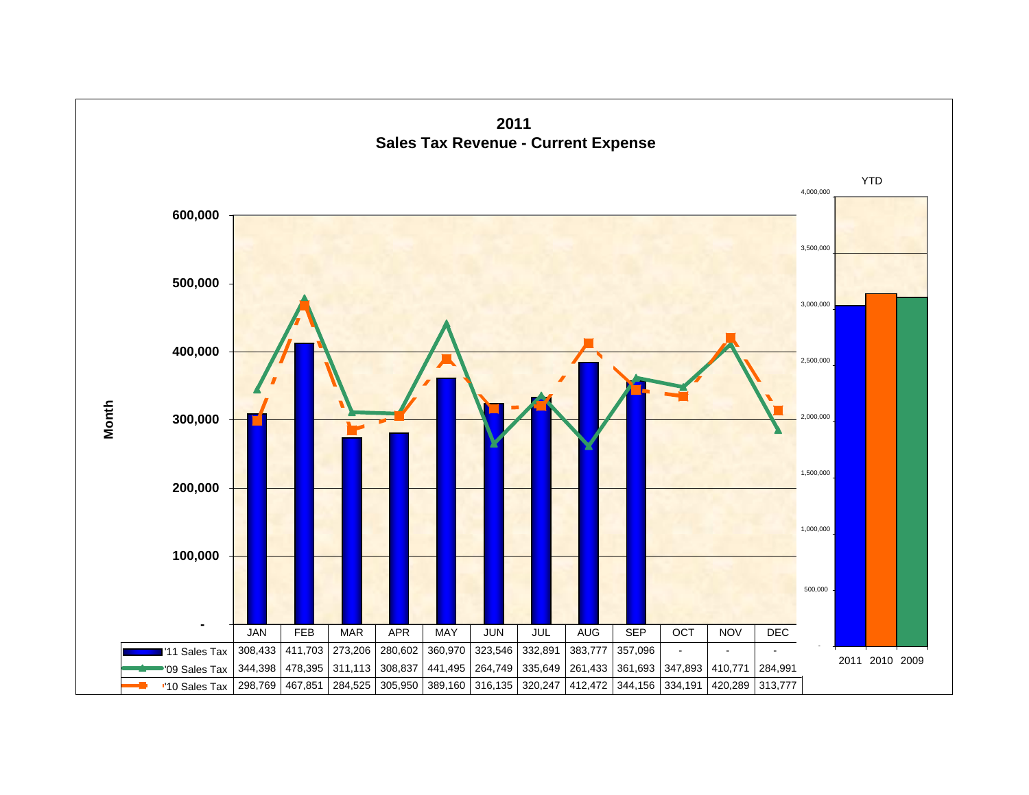# 2011
## Sales Tax Revenue - Current Expense

| | JAN | FEB | MAR | APR | MAY | JUN | JUL | AUG | SEP | OCT | NOV | DEC |
|---|---|---|---|---|---|---|---|---|---|---|---|---|
| '11 Sales Tax | 308,433 | 411,703 | 273,206 | 280,602 | 360,970 | 323,546 | 332,891 | 383,777 | 357,096 | - | - | - |
| '09 Sales Tax | 344,398 | 478,395 | 311,113 | 308,837 | 441,495 | 264,749 | 335,649 | 261,433 | 361,693 | 347,893 | 410,771 | 284,991 |
| '10 Sales Tax | 298,769 | 467,851 | 284,525 | 305,950 | 389,160 | 316,135 | 320,247 | 412,472 | 344,156 | 334,191 | 420,289 | 313,777 |

YTD: 2011, 2010, 2009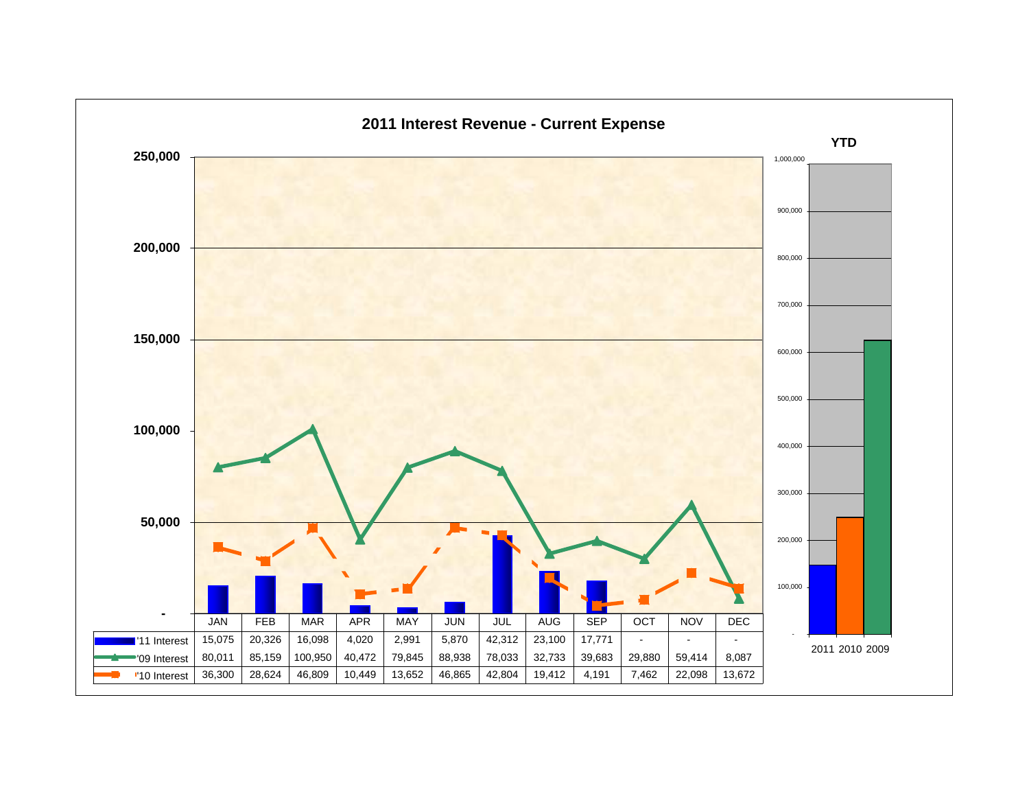# 2011 Interest Revenue - Current Expense

| | JAN | FEB | MAR | APR | MAY | JUN | JUL | AUG | SEP | OCT | NOV | DEC |
|---|---|---|---|---|---|---|---|---|---|---|---|---|
| '11 Interest | 15,075 | 20,326 | 16,098 | 4,020 | 2,991 | 5,870 | 42,312 | 23,100 | 17,771 | - | - | - |
| '09 Interest | 80,011 | 85,159 | 100,950 | 40,472 | 79,845 | 88,938 | 78,033 | 32,733 | 39,683 | 29,880 | 59,414 | 8,087 |
| '10 Interest | 36,300 | 28,624 | 46,809 | 10,449 | 13,652 | 46,865 | 42,804 | 19,412 | 4,191 | 7,462 | 22,098 | 13,672 |

**YTD**

2011 2010 2009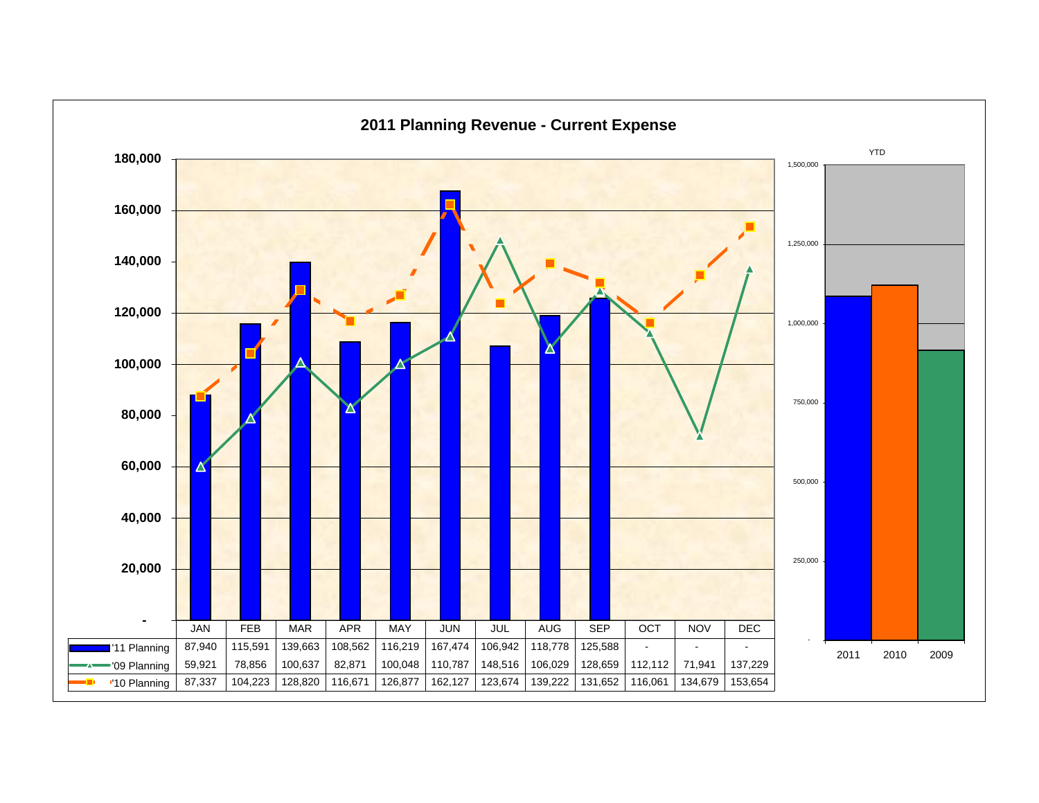## 2011 Planning Revenue - Current Expense

| | JAN | FEB | MAR | APR | MAY | JUN | JUL | AUG | SEP | OCT | NOV | DEC |
|---|---|---|---|---|---|---|---|---|---|---|---|---|
| '11 Planning | 87,940 | 115,591 | 139,663 | 108,562 | 116,219 | 167,474 | 106,942 | 118,778 | 125,588 | - | - | - |
| '09 Planning | 59,921 | 78,856 | 100,637 | 82,871 | 100,048 | 110,787 | 148,516 | 106,029 | 128,659 | 112,112 | 71,941 | 137,229 |
| '10 Planning | 87,337 | 104,223 | 128,820 | 116,671 | 126,877 | 162,127 | 123,674 | 139,222 | 131,652 | 116,061 | 134,679 | 153,654 |

YTD

2011 2010 2009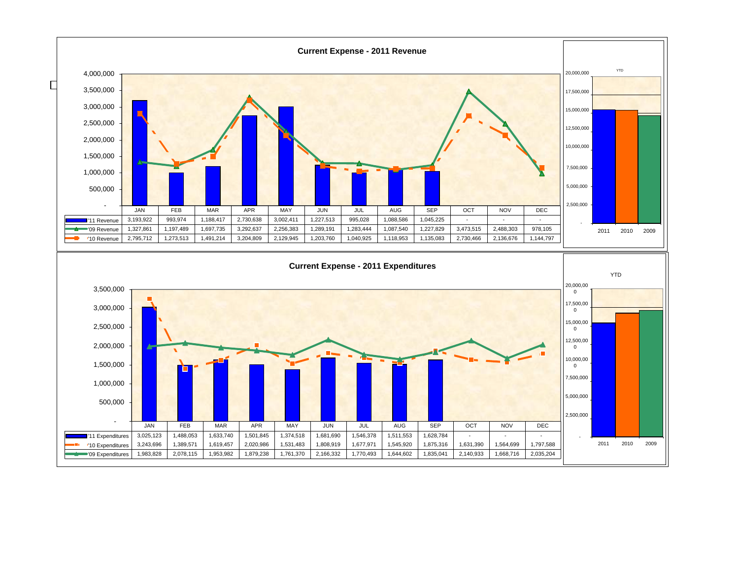## Current Expense - 2011 Revenue

| | JAN | FEB | MAR | APR | MAY | JUN | JUL | AUG | SEP | OCT | NOV | DEC |
|---|---|---|---|---|---|---|---|---|---|---|---|---|
| '11 Revenue | 3,193,922 | 993,974 | 1,188,417 | 2,730,638 | 3,002,411 | 1,227,513 | 995,028 | 1,088,586 | 1,045,225 | - | - | - |
| '09 Revenue | 1,327,861 | 1,197,489 | 1,697,735 | 3,292,637 | 2,256,383 | 1,289,191 | 1,283,444 | 1,087,540 | 1,227,829 | 3,473,515 | 2,488,303 | 978,105 |
| '10 Revenue | 2,795,712 | 1,273,513 | 1,491,214 | 3,204,809 | 2,129,945 | 1,203,760 | 1,040,925 | 1,118,953 | 1,135,083 | 2,730,466 | 2,136,676 | 1,144,797 |

YTD

2011 2010 2009

## Current Expense - 2011 Expenditures

| | JAN | FEB | MAR | APR | MAY | JUN | JUL | AUG | SEP | OCT | NOV | DEC |
|---|---|---|---|---|---|---|---|---|---|---|---|---|
| '11 Expenditures | 3,025,123 | 1,488,053 | 1,633,740 | 1,501,845 | 1,374,518 | 1,681,690 | 1,546,378 | 1,511,553 | 1,628,784 | - | - | - |
| '10 Expenditures | 3,243,696 | 1,389,571 | 1,619,457 | 2,020,986 | 1,531,483 | 1,808,919 | 1,677,971 | 1,545,920 | 1,875,316 | 1,631,390 | 1,564,699 | 1,797,588 |
| '09 Expenditures | 1,983,828 | 2,078,115 | 1,953,982 | 1,879,238 | 1,761,370 | 2,166,332 | 1,770,493 | 1,644,602 | 1,835,041 | 2,140,933 | 1,668,716 | 2,035,204 |

YTD

2011 2010 2009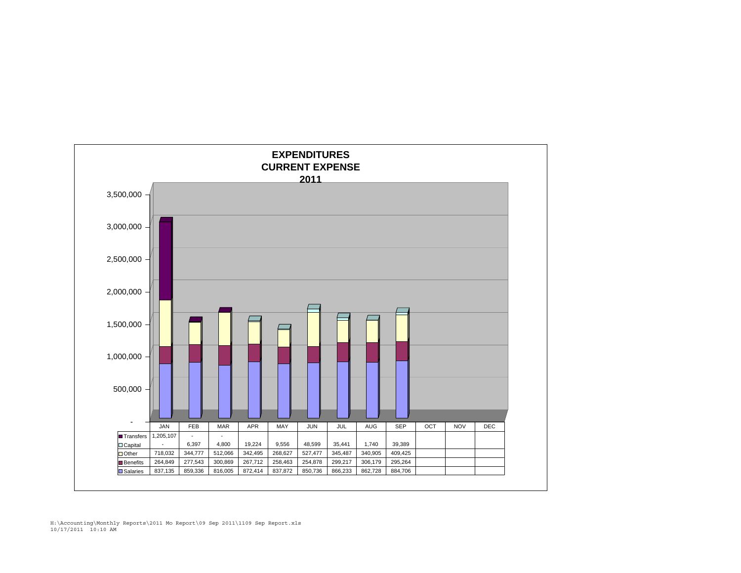# EXPENDITURES
## CURRENT EXPENSE
## 2011

| | JAN | FEB | MAR | APR | MAY | JUN | JUL | AUG | SEP | OCT | NOV | DEC |
|---|---|---|---|---|---|---|---|---|---|---|---|---|
| Transfers | 1,205,107 | - | - | | | | | | | | | |
| Capital | - | 6,397 | 4,800 | 19,224 | 9,556 | 48,599 | 35,441 | 1,740 | 39,389 | | | |
| Other | 718,032 | 344,777 | 512,066 | 342,495 | 268,627 | 527,477 | 345,487 | 340,905 | 409,425 | | | |
| Benefits | 264,849 | 277,543 | 300,869 | 267,712 | 258,463 | 254,878 | 299,217 | 306,179 | 295,264 | | | |
| Salaries | 837,135 | 859,336 | 816,005 | 872,414 | 837,872 | 850,736 | 866,233 | 862,728 | 884,706 | | | |

H:\Accounting\Monthly Reports\2011 Mo Report\09 Sep 2011\1109 Sep Report.xls
10/17/2011 10:10 AM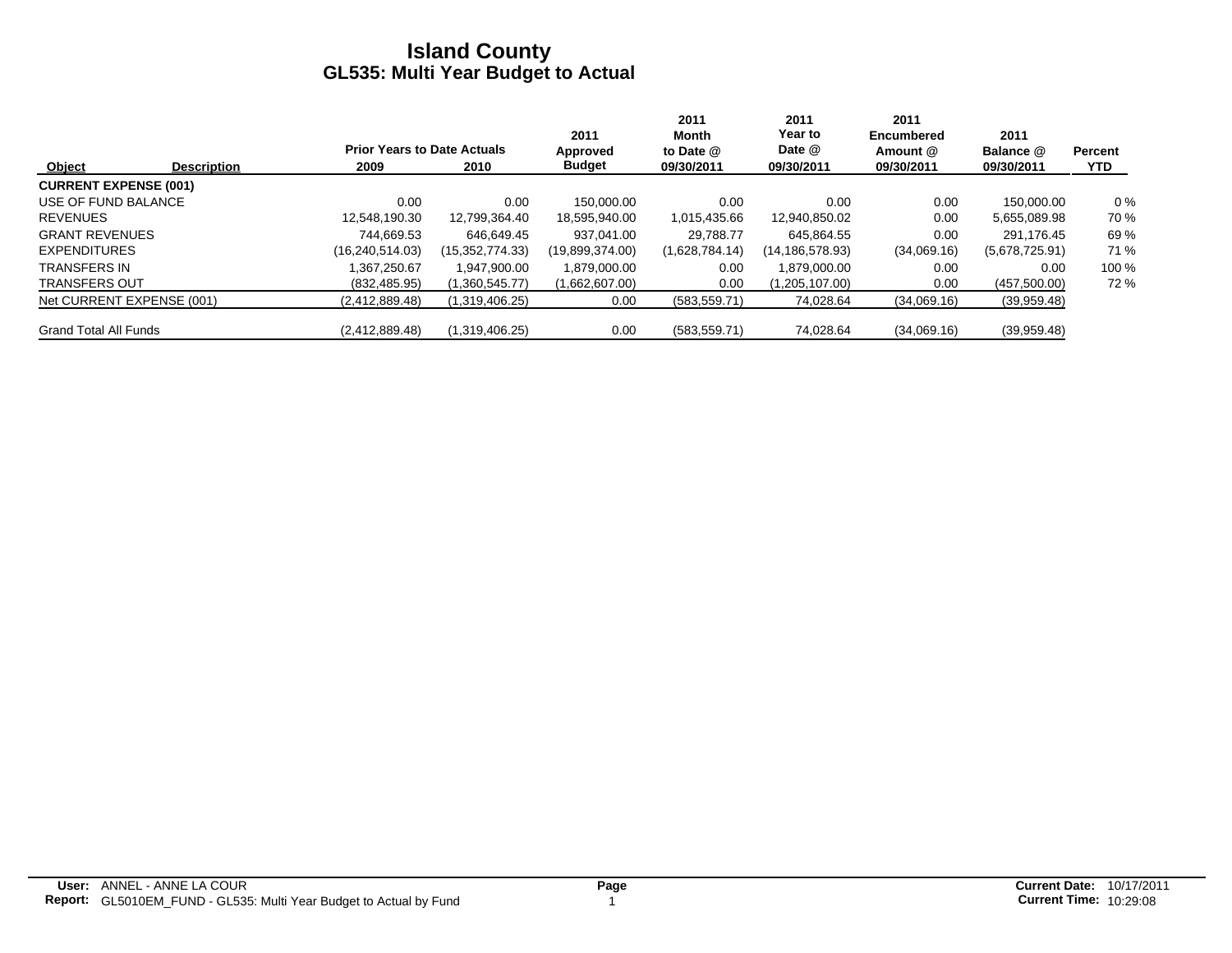# Island County
## GL535: Multi Year Budget to Actual

| Object | Description | Prior Years to Date Actuals 2009 | 2010 | 2011 Approved Budget | 2011 Month to Date @ 09/30/2011 | 2011 Year to Date @ 09/30/2011 | 2011 Encumbered Amount @ 09/30/2011 | 2011 Balance @ 09/30/2011 | Percent YTD |
|---|---|---|---|---|---|---|---|---|---|
| **CURRENT EXPENSE (001)** | | | | | | | | | |
| USE OF FUND BALANCE | | 0.00 | 0.00 | 150,000.00 | 0.00 | 0.00 | 0.00 | 150,000.00 | 0 % |
| REVENUES | | 12,548,190.30 | 12,799,364.40 | 18,595,940.00 | 1,015,435.66 | 12,940,850.02 | 0.00 | 5,655,089.98 | 70 % |
| GRANT REVENUES | | 744,669.53 | 646,649.45 | 937,041.00 | 29,788.77 | 645,864.55 | 0.00 | 291,176.45 | 69 % |
| EXPENDITURES | | (16,240,514.03) | (15,352,774.33) | (19,899,374.00) | (1,628,784.14) | (14,186,578.93) | (34,069.16) | (5,678,725.91) | 71 % |
| TRANSFERS IN | | 1,367,250.67 | 1,947,900.00 | 1,879,000.00 | 0.00 | 1,879,000.00 | 0.00 | 0.00 | 100 % |
| TRANSFERS OUT | | (832,485.95) | (1,360,545.77) | (1,662,607.00) | 0.00 | (1,205,107.00) | 0.00 | (457,500.00) | 72 % |
| Net CURRENT EXPENSE (001) | | (2,412,889.48) | (1,319,406.25) | 0.00 | (583,559.71) | 74,028.64 | (34,069.16) | (39,959.48) | |
| Grand Total All Funds | | (2,412,889.48) | (1,319,406.25) | 0.00 | (583,559.71) | 74,028.64 | (34,069.16) | (39,959.48) | |

**User:** ANNEL - ANNE LA COUR
**Report:** GL5010EM_FUND - GL535: Multi Year Budget to Actual by Fund

**Current Date:** 10/17/2011
**Current Time:** 10:29:08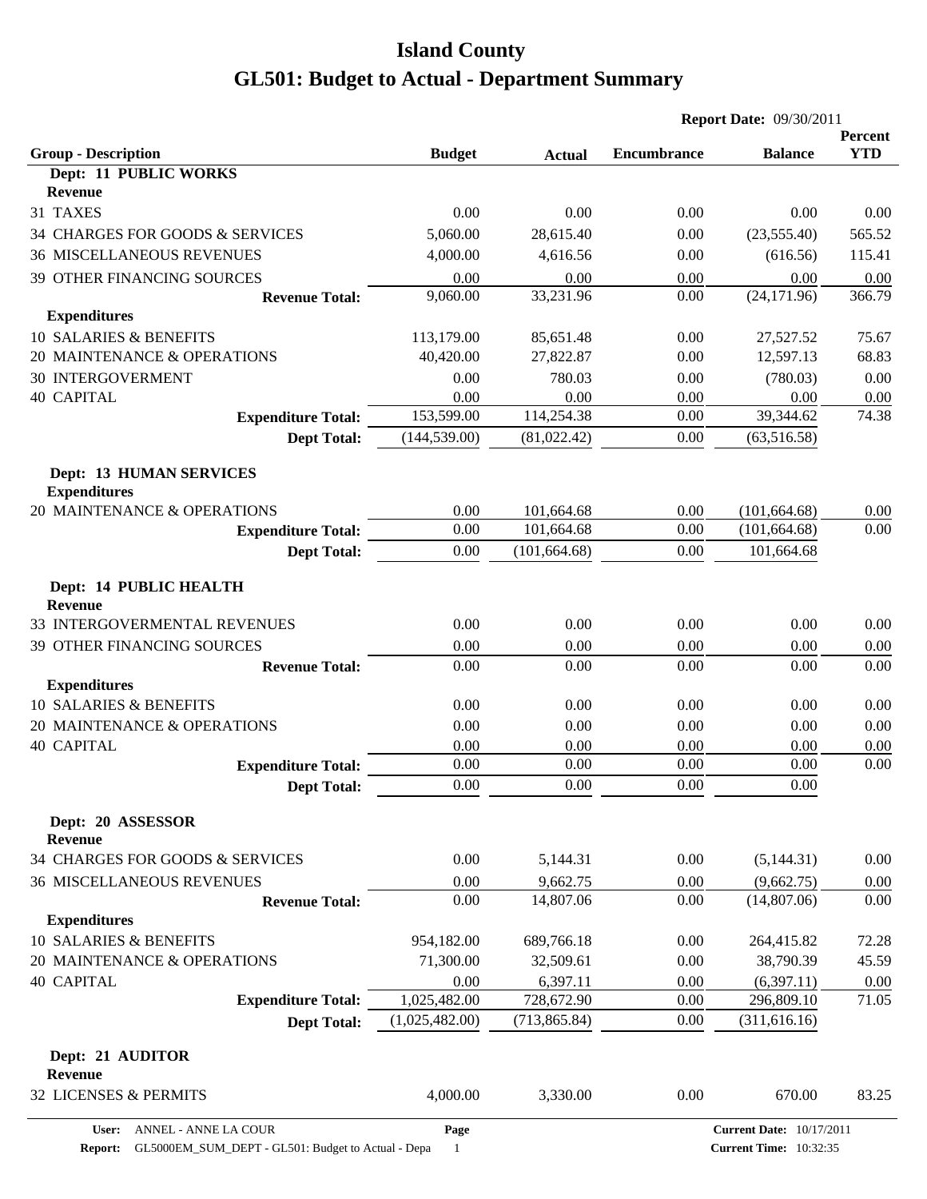# Island County

# GL501: Budget to Actual - Department Summary

**Report Date:** 09/30/2011

| Group - Description | Budget | Actual | Encumbrance | Balance | Percent YTD |
|---|---|---|---|---|---|
| **Dept: 11 PUBLIC WORKS** | | | | | |
| **Revenue** | | | | | |
| 31 TAXES | 0.00 | 0.00 | 0.00 | 0.00 | 0.00 |
| 34 CHARGES FOR GOODS & SERVICES | 5,060.00 | 28,615.40 | 0.00 | (23,555.40) | 565.52 |
| 36 MISCELLANEOUS REVENUES | 4,000.00 | 4,616.56 | 0.00 | (616.56) | 115.41 |
| 39 OTHER FINANCING SOURCES | 0.00 | 0.00 | 0.00 | 0.00 | 0.00 |
| **Revenue Total:** | 9,060.00 | 33,231.96 | 0.00 | (24,171.96) | 366.79 |
| **Expenditures** | | | | | |
| 10 SALARIES & BENEFITS | 113,179.00 | 85,651.48 | 0.00 | 27,527.52 | 75.67 |
| 20 MAINTENANCE & OPERATIONS | 40,420.00 | 27,822.87 | 0.00 | 12,597.13 | 68.83 |
| 30 INTERGOVERMENT | 0.00 | 780.03 | 0.00 | (780.03) | 0.00 |
| 40 CAPITAL | 0.00 | 0.00 | 0.00 | 0.00 | 0.00 |
| **Expenditure Total:** | 153,599.00 | 114,254.38 | 0.00 | 39,344.62 | 74.38 |
| **Dept Total:** | (144,539.00) | (81,022.42) | 0.00 | (63,516.58) | |
| **Dept: 13 HUMAN SERVICES** | | | | | |
| **Expenditures** | | | | | |
| 20 MAINTENANCE & OPERATIONS | 0.00 | 101,664.68 | 0.00 | (101,664.68) | 0.00 |
| **Expenditure Total:** | 0.00 | 101,664.68 | 0.00 | (101,664.68) | 0.00 |
| **Dept Total:** | 0.00 | (101,664.68) | 0.00 | 101,664.68 | |
| **Dept: 14 PUBLIC HEALTH** | | | | | |
| **Revenue** | | | | | |
| 33 INTERGOVERMENTAL REVENUES | 0.00 | 0.00 | 0.00 | 0.00 | 0.00 |
| 39 OTHER FINANCING SOURCES | 0.00 | 0.00 | 0.00 | 0.00 | 0.00 |
| **Revenue Total:** | 0.00 | 0.00 | 0.00 | 0.00 | 0.00 |
| **Expenditures** | | | | | |
| 10 SALARIES & BENEFITS | 0.00 | 0.00 | 0.00 | 0.00 | 0.00 |
| 20 MAINTENANCE & OPERATIONS | 0.00 | 0.00 | 0.00 | 0.00 | 0.00 |
| 40 CAPITAL | 0.00 | 0.00 | 0.00 | 0.00 | 0.00 |
| **Expenditure Total:** | 0.00 | 0.00 | 0.00 | 0.00 | 0.00 |
| **Dept Total:** | 0.00 | 0.00 | 0.00 | 0.00 | |
| **Dept: 20 ASSESSOR** | | | | | |
| **Revenue** | | | | | |
| 34 CHARGES FOR GOODS & SERVICES | 0.00 | 5,144.31 | 0.00 | (5,144.31) | 0.00 |
| 36 MISCELLANEOUS REVENUES | 0.00 | 9,662.75 | 0.00 | (9,662.75) | 0.00 |
| **Revenue Total:** | 0.00 | 14,807.06 | 0.00 | (14,807.06) | 0.00 |
| **Expenditures** | | | | | |
| 10 SALARIES & BENEFITS | 954,182.00 | 689,766.18 | 0.00 | 264,415.82 | 72.28 |
| 20 MAINTENANCE & OPERATIONS | 71,300.00 | 32,509.61 | 0.00 | 38,790.39 | 45.59 |
| 40 CAPITAL | 0.00 | 6,397.11 | 0.00 | (6,397.11) | 0.00 |
| **Expenditure Total:** | 1,025,482.00 | 728,672.90 | 0.00 | 296,809.10 | 71.05 |
| **Dept Total:** | (1,025,482.00) | (713,865.84) | 0.00 | (311,616.16) | |
| **Dept: 21 AUDITOR** | | | | | |
| **Revenue** | | | | | |
| 32 LICENSES & PERMITS | 4,000.00 | 3,330.00 | 0.00 | 670.00 | 83.25 |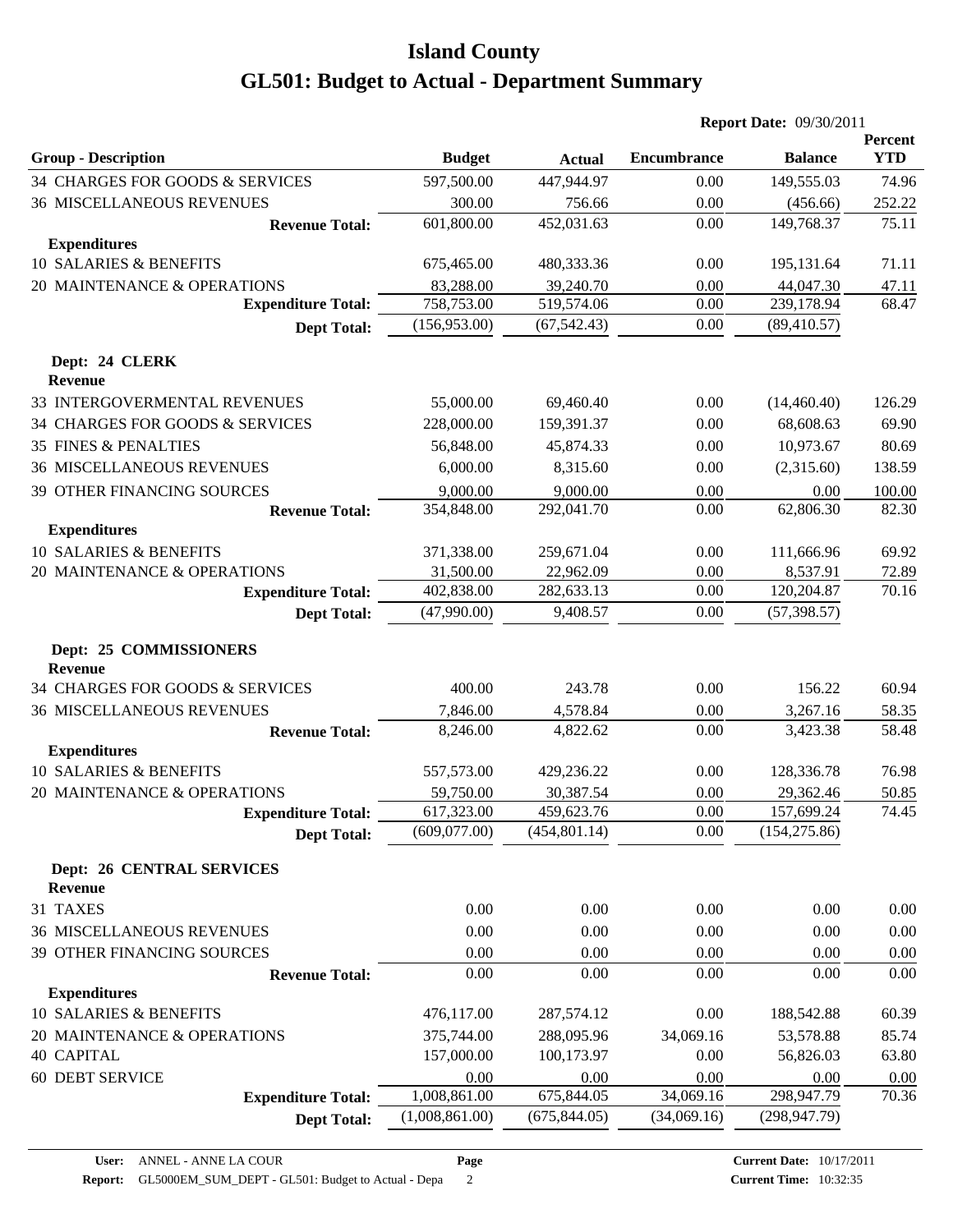# Island County

# GL501: Budget to Actual - Department Summary

**Report Date:** 09/30/2011

| Group - Description | Budget | Actual | Encumbrance | Balance | Percent YTD |
|---|---|---|---|---|---|
| 34 CHARGES FOR GOODS & SERVICES | 597,500.00 | 447,944.97 | 0.00 | 149,555.03 | 74.96 |
| 36 MISCELLANEOUS REVENUES | 300.00 | 756.66 | 0.00 | (456.66) | 252.22 |
| **Revenue Total:** | 601,800.00 | 452,031.63 | 0.00 | 149,768.37 | 75.11 |
| **Expenditures** | | | | | |
| 10 SALARIES & BENEFITS | 675,465.00 | 480,333.36 | 0.00 | 195,131.64 | 71.11 |
| 20 MAINTENANCE & OPERATIONS | 83,288.00 | 39,240.70 | 0.00 | 44,047.30 | 47.11 |
| **Expenditure Total:** | 758,753.00 | 519,574.06 | 0.00 | 239,178.94 | 68.47 |
| **Dept Total:** | (156,953.00) | (67,542.43) | 0.00 | (89,410.57) | |
| **Dept: 24 CLERK** | | | | | |
| **Revenue** | | | | | |
| 33 INTERGOVERMENTAL REVENUES | 55,000.00 | 69,460.40 | 0.00 | (14,460.40) | 126.29 |
| 34 CHARGES FOR GOODS & SERVICES | 228,000.00 | 159,391.37 | 0.00 | 68,608.63 | 69.90 |
| 35 FINES & PENALTIES | 56,848.00 | 45,874.33 | 0.00 | 10,973.67 | 80.69 |
| 36 MISCELLANEOUS REVENUES | 6,000.00 | 8,315.60 | 0.00 | (2,315.60) | 138.59 |
| 39 OTHER FINANCING SOURCES | 9,000.00 | 9,000.00 | 0.00 | 0.00 | 100.00 |
| **Revenue Total:** | 354,848.00 | 292,041.70 | 0.00 | 62,806.30 | 82.30 |
| **Expenditures** | | | | | |
| 10 SALARIES & BENEFITS | 371,338.00 | 259,671.04 | 0.00 | 111,666.96 | 69.92 |
| 20 MAINTENANCE & OPERATIONS | 31,500.00 | 22,962.09 | 0.00 | 8,537.91 | 72.89 |
| **Expenditure Total:** | 402,838.00 | 282,633.13 | 0.00 | 120,204.87 | 70.16 |
| **Dept Total:** | (47,990.00) | 9,408.57 | 0.00 | (57,398.57) | |
| **Dept: 25 COMMISSIONERS** | | | | | |
| **Revenue** | | | | | |
| 34 CHARGES FOR GOODS & SERVICES | 400.00 | 243.78 | 0.00 | 156.22 | 60.94 |
| 36 MISCELLANEOUS REVENUES | 7,846.00 | 4,578.84 | 0.00 | 3,267.16 | 58.35 |
| **Revenue Total:** | 8,246.00 | 4,822.62 | 0.00 | 3,423.38 | 58.48 |
| **Expenditures** | | | | | |
| 10 SALARIES & BENEFITS | 557,573.00 | 429,236.22 | 0.00 | 128,336.78 | 76.98 |
| 20 MAINTENANCE & OPERATIONS | 59,750.00 | 30,387.54 | 0.00 | 29,362.46 | 50.85 |
| **Expenditure Total:** | 617,323.00 | 459,623.76 | 0.00 | 157,699.24 | 74.45 |
| **Dept Total:** | (609,077.00) | (454,801.14) | 0.00 | (154,275.86) | |
| **Dept: 26 CENTRAL SERVICES** | | | | | |
| **Revenue** | | | | | |
| 31 TAXES | 0.00 | 0.00 | 0.00 | 0.00 | 0.00 |
| 36 MISCELLANEOUS REVENUES | 0.00 | 0.00 | 0.00 | 0.00 | 0.00 |
| 39 OTHER FINANCING SOURCES | 0.00 | 0.00 | 0.00 | 0.00 | 0.00 |
| **Revenue Total:** | 0.00 | 0.00 | 0.00 | 0.00 | 0.00 |
| **Expenditures** | | | | | |
| 10 SALARIES & BENEFITS | 476,117.00 | 287,574.12 | 0.00 | 188,542.88 | 60.39 |
| 20 MAINTENANCE & OPERATIONS | 375,744.00 | 288,095.96 | 34,069.16 | 53,578.88 | 85.74 |
| 40 CAPITAL | 157,000.00 | 100,173.97 | 0.00 | 56,826.03 | 63.80 |
| 60 DEBT SERVICE | 0.00 | 0.00 | 0.00 | 0.00 | 0.00 |
| **Expenditure Total:** | 1,008,861.00 | 675,844.05 | 34,069.16 | 298,947.79 | 70.36 |
| **Dept Total:** | (1,008,861.00) | (675,844.05) | (34,069.16) | (298,947.79) | |

**User:** ANNEL - ANNE LA COUR
**Report:** GL5000EM_SUM_DEPT - GL501: Budget to Actual - Depa
**Current Date:** 10/17/2011
**Current Time:** 10:32:35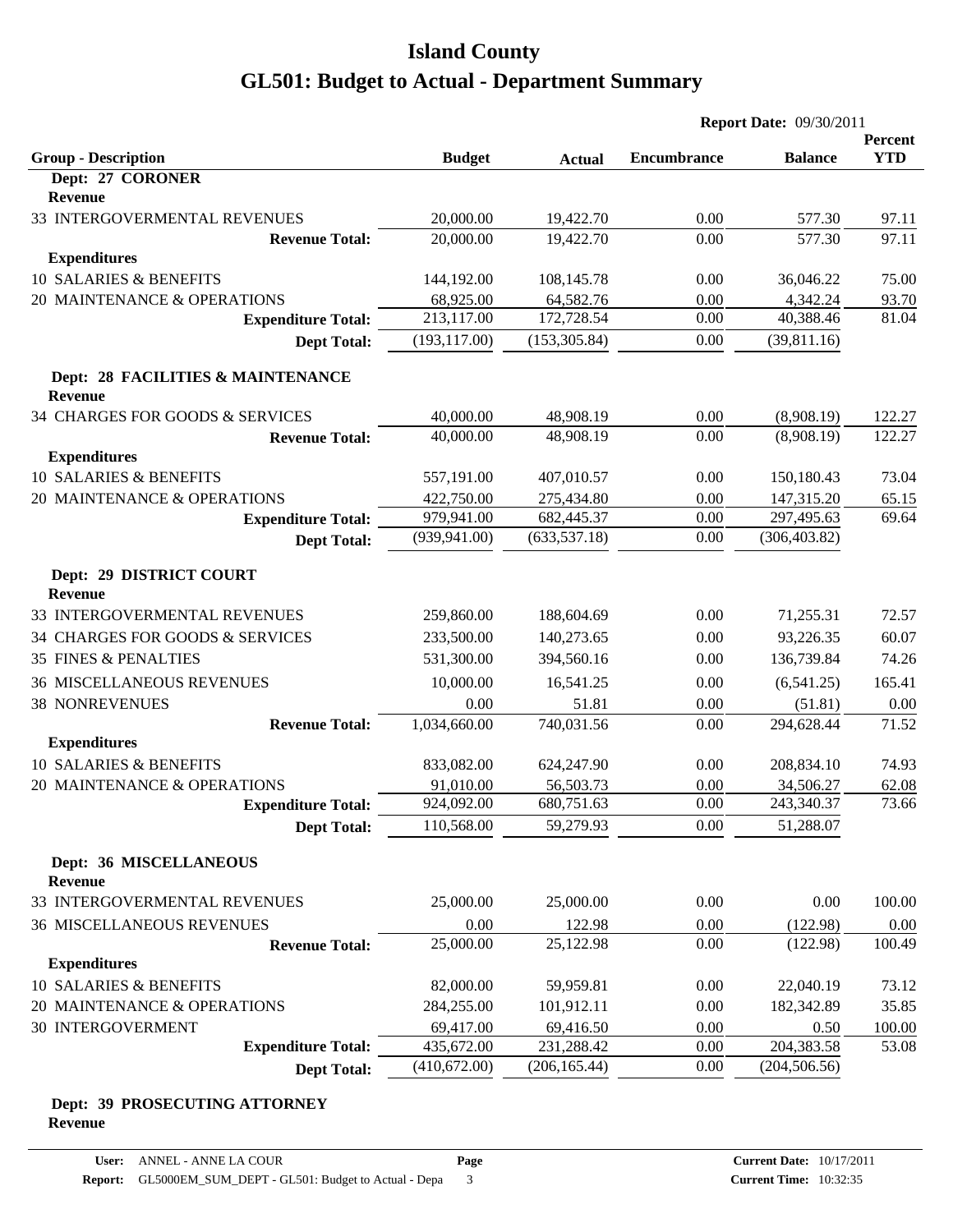# Island County

# GL501: Budget to Actual - Department Summary

**Report Date:** 09/30/2011

| Group - Description | Budget | Actual | Encumbrance | Balance | Percent YTD |
|---|---|---|---|---|---|
| **Dept: 27 CORONER** | | | | | |
| **Revenue** | | | | | |
| 33 INTERGOVERMENTAL REVENUES | 20,000.00 | 19,422.70 | 0.00 | 577.30 | 97.11 |
| **Revenue Total:** | 20,000.00 | 19,422.70 | 0.00 | 577.30 | 97.11 |
| **Expenditures** | | | | | |
| 10 SALARIES & BENEFITS | 144,192.00 | 108,145.78 | 0.00 | 36,046.22 | 75.00 |
| 20 MAINTENANCE & OPERATIONS | 68,925.00 | 64,582.76 | 0.00 | 4,342.24 | 93.70 |
| **Expenditure Total:** | 213,117.00 | 172,728.54 | 0.00 | 40,388.46 | 81.04 |
| **Dept Total:** | (193,117.00) | (153,305.84) | 0.00 | (39,811.16) | |
| **Dept: 28 FACILITIES & MAINTENANCE** | | | | | |
| **Revenue** | | | | | |
| 34 CHARGES FOR GOODS & SERVICES | 40,000.00 | 48,908.19 | 0.00 | (8,908.19) | 122.27 |
| **Revenue Total:** | 40,000.00 | 48,908.19 | 0.00 | (8,908.19) | 122.27 |
| **Expenditures** | | | | | |
| 10 SALARIES & BENEFITS | 557,191.00 | 407,010.57 | 0.00 | 150,180.43 | 73.04 |
| 20 MAINTENANCE & OPERATIONS | 422,750.00 | 275,434.80 | 0.00 | 147,315.20 | 65.15 |
| **Expenditure Total:** | 979,941.00 | 682,445.37 | 0.00 | 297,495.63 | 69.64 |
| **Dept Total:** | (939,941.00) | (633,537.18) | 0.00 | (306,403.82) | |
| **Dept: 29 DISTRICT COURT** | | | | | |
| **Revenue** | | | | | |
| 33 INTERGOVERMENTAL REVENUES | 259,860.00 | 188,604.69 | 0.00 | 71,255.31 | 72.57 |
| 34 CHARGES FOR GOODS & SERVICES | 233,500.00 | 140,273.65 | 0.00 | 93,226.35 | 60.07 |
| 35 FINES & PENALTIES | 531,300.00 | 394,560.16 | 0.00 | 136,739.84 | 74.26 |
| 36 MISCELLANEOUS REVENUES | 10,000.00 | 16,541.25 | 0.00 | (6,541.25) | 165.41 |
| 38 NONREVENUES | 0.00 | 51.81 | 0.00 | (51.81) | 0.00 |
| **Revenue Total:** | 1,034,660.00 | 740,031.56 | 0.00 | 294,628.44 | 71.52 |
| **Expenditures** | | | | | |
| 10 SALARIES & BENEFITS | 833,082.00 | 624,247.90 | 0.00 | 208,834.10 | 74.93 |
| 20 MAINTENANCE & OPERATIONS | 91,010.00 | 56,503.73 | 0.00 | 34,506.27 | 62.08 |
| **Expenditure Total:** | 924,092.00 | 680,751.63 | 0.00 | 243,340.37 | 73.66 |
| **Dept Total:** | 110,568.00 | 59,279.93 | 0.00 | 51,288.07 | |
| **Dept: 36 MISCELLANEOUS** | | | | | |
| **Revenue** | | | | | |
| 33 INTERGOVERMENTAL REVENUES | 25,000.00 | 25,000.00 | 0.00 | 0.00 | 100.00 |
| 36 MISCELLANEOUS REVENUES | 0.00 | 122.98 | 0.00 | (122.98) | 0.00 |
| **Revenue Total:** | 25,000.00 | 25,122.98 | 0.00 | (122.98) | 100.49 |
| **Expenditures** | | | | | |
| 10 SALARIES & BENEFITS | 82,000.00 | 59,959.81 | 0.00 | 22,040.19 | 73.12 |
| 20 MAINTENANCE & OPERATIONS | 284,255.00 | 101,912.11 | 0.00 | 182,342.89 | 35.85 |
| 30 INTERGOVERMENT | 69,417.00 | 69,416.50 | 0.00 | 0.50 | 100.00 |
| **Expenditure Total:** | 435,672.00 | 231,288.42 | 0.00 | 204,383.58 | 53.08 |
| **Dept Total:** | (410,672.00) | (206,165.44) | 0.00 | (204,506.56) | |
| **Dept: 39 PROSECUTING ATTORNEY** | | | | | |
| **Revenue** | | | | | |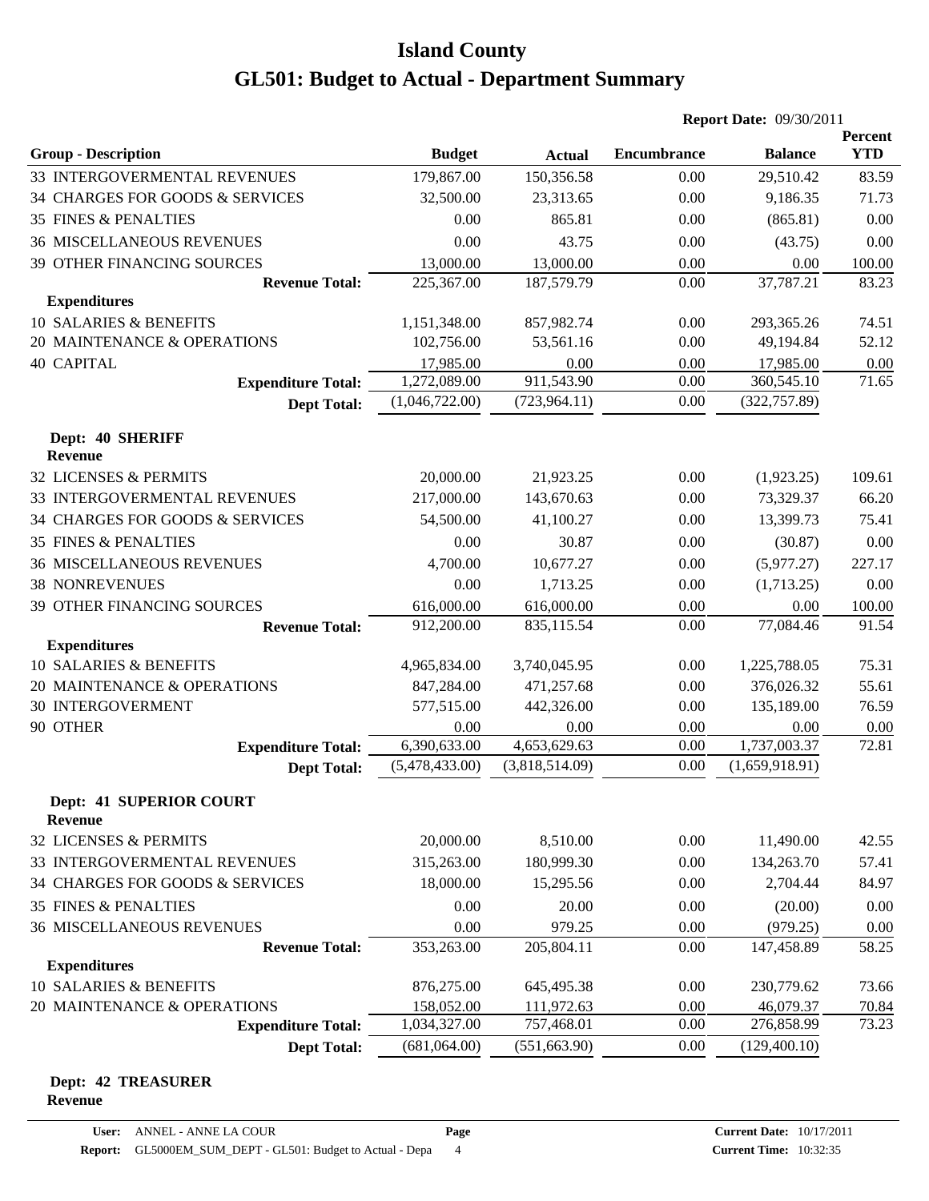# Island County

# GL501: Budget to Actual - Department Summary

**Report Date:** 09/30/2011

| Group - Description | Budget | Actual | Encumbrance | Balance | Percent YTD |
|---|---|---|---|---|---|
| 33 INTERGOVERMENTAL REVENUES | 179,867.00 | 150,356.58 | 0.00 | 29,510.42 | 83.59 |
| 34 CHARGES FOR GOODS & SERVICES | 32,500.00 | 23,313.65 | 0.00 | 9,186.35 | 71.73 |
| 35 FINES & PENALTIES | 0.00 | 865.81 | 0.00 | (865.81) | 0.00 |
| 36 MISCELLANEOUS REVENUES | 0.00 | 43.75 | 0.00 | (43.75) | 0.00 |
| 39 OTHER FINANCING SOURCES | 13,000.00 | 13,000.00 | 0.00 | 0.00 | 100.00 |
| **Revenue Total:** | 225,367.00 | 187,579.79 | 0.00 | 37,787.21 | 83.23 |
| **Expenditures** | | | | | |
| 10 SALARIES & BENEFITS | 1,151,348.00 | 857,982.74 | 0.00 | 293,365.26 | 74.51 |
| 20 MAINTENANCE & OPERATIONS | 102,756.00 | 53,561.16 | 0.00 | 49,194.84 | 52.12 |
| 40 CAPITAL | 17,985.00 | 0.00 | 0.00 | 17,985.00 | 0.00 |
| **Expenditure Total:** | 1,272,089.00 | 911,543.90 | 0.00 | 360,545.10 | 71.65 |
| **Dept Total:** | (1,046,722.00) | (723,964.11) | 0.00 | (322,757.89) | |

**Dept: 40 SHERIFF**

| Group - Description | Budget | Actual | Encumbrance | Balance | Percent YTD |
|---|---|---|---|---|---|
| **Revenue** | | | | | |
| 32 LICENSES & PERMITS | 20,000.00 | 21,923.25 | 0.00 | (1,923.25) | 109.61 |
| 33 INTERGOVERMENTAL REVENUES | 217,000.00 | 143,670.63 | 0.00 | 73,329.37 | 66.20 |
| 34 CHARGES FOR GOODS & SERVICES | 54,500.00 | 41,100.27 | 0.00 | 13,399.73 | 75.41 |
| 35 FINES & PENALTIES | 0.00 | 30.87 | 0.00 | (30.87) | 0.00 |
| 36 MISCELLANEOUS REVENUES | 4,700.00 | 10,677.27 | 0.00 | (5,977.27) | 227.17 |
| 38 NONREVENUES | 0.00 | 1,713.25 | 0.00 | (1,713.25) | 0.00 |
| 39 OTHER FINANCING SOURCES | 616,000.00 | 616,000.00 | 0.00 | 0.00 | 100.00 |
| **Revenue Total:** | 912,200.00 | 835,115.54 | 0.00 | 77,084.46 | 91.54 |
| **Expenditures** | | | | | |
| 10 SALARIES & BENEFITS | 4,965,834.00 | 3,740,045.95 | 0.00 | 1,225,788.05 | 75.31 |
| 20 MAINTENANCE & OPERATIONS | 847,284.00 | 471,257.68 | 0.00 | 376,026.32 | 55.61 |
| 30 INTERGOVERMENT | 577,515.00 | 442,326.00 | 0.00 | 135,189.00 | 76.59 |
| 90 OTHER | 0.00 | 0.00 | 0.00 | 0.00 | 0.00 |
| **Expenditure Total:** | 6,390,633.00 | 4,653,629.63 | 0.00 | 1,737,003.37 | 72.81 |
| **Dept Total:** | (5,478,433.00) | (3,818,514.09) | 0.00 | (1,659,918.91) | |

**Dept: 41 SUPERIOR COURT**

| Group - Description | Budget | Actual | Encumbrance | Balance | Percent YTD |
|---|---|---|---|---|---|
| **Revenue** | | | | | |
| 32 LICENSES & PERMITS | 20,000.00 | 8,510.00 | 0.00 | 11,490.00 | 42.55 |
| 33 INTERGOVERMENTAL REVENUES | 315,263.00 | 180,999.30 | 0.00 | 134,263.70 | 57.41 |
| 34 CHARGES FOR GOODS & SERVICES | 18,000.00 | 15,295.56 | 0.00 | 2,704.44 | 84.97 |
| 35 FINES & PENALTIES | 0.00 | 20.00 | 0.00 | (20.00) | 0.00 |
| 36 MISCELLANEOUS REVENUES | 0.00 | 979.25 | 0.00 | (979.25) | 0.00 |
| **Revenue Total:** | 353,263.00 | 205,804.11 | 0.00 | 147,458.89 | 58.25 |
| **Expenditures** | | | | | |
| 10 SALARIES & BENEFITS | 876,275.00 | 645,495.38 | 0.00 | 230,779.62 | 73.66 |
| 20 MAINTENANCE & OPERATIONS | 158,052.00 | 111,972.63 | 0.00 | 46,079.37 | 70.84 |
| **Expenditure Total:** | 1,034,327.00 | 757,468.01 | 0.00 | 276,858.99 | 73.23 |
| **Dept Total:** | (681,064.00) | (551,663.90) | 0.00 | (129,400.10) | |

**Dept: 42 TREASURER**

**Revenue**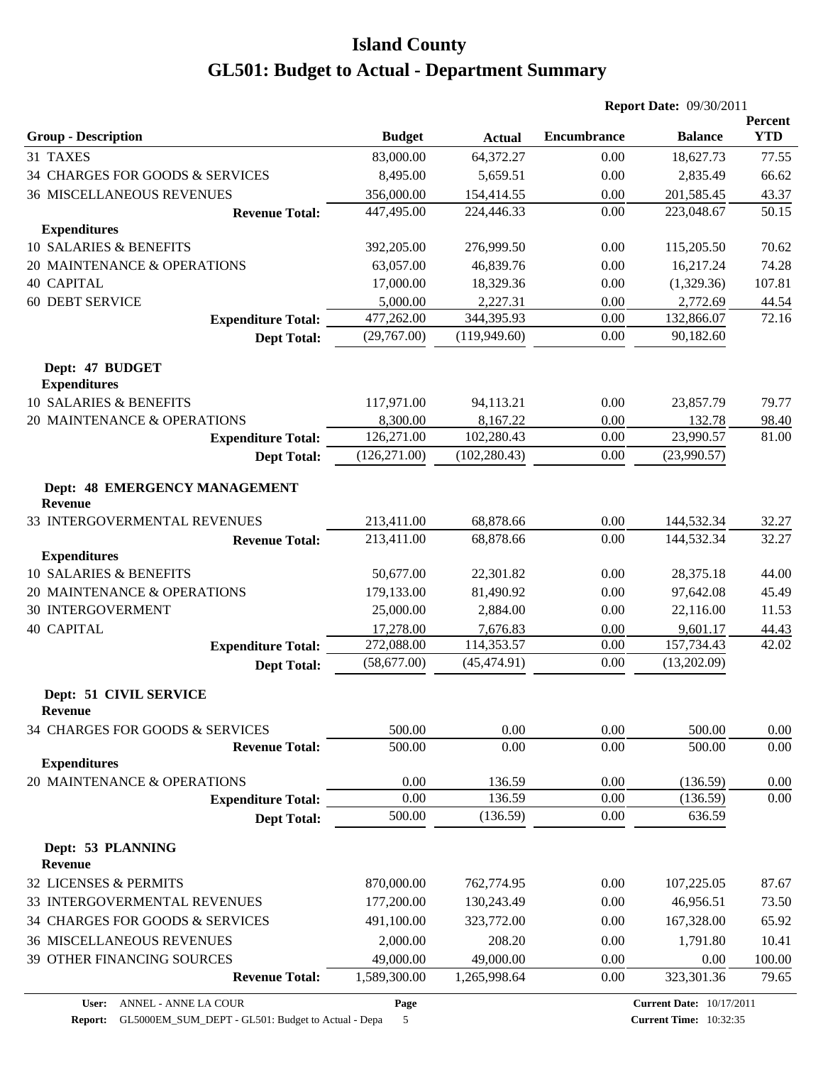# Island County

# GL501: Budget to Actual - Department Summary

**Report Date:** 09/30/2011

| Group - Description | Budget | Actual | Encumbrance | Balance | Percent YTD |
|---|---|---|---|---|---|
| 31 TAXES | 83,000.00 | 64,372.27 | 0.00 | 18,627.73 | 77.55 |
| 34 CHARGES FOR GOODS & SERVICES | 8,495.00 | 5,659.51 | 0.00 | 2,835.49 | 66.62 |
| 36 MISCELLANEOUS REVENUES | 356,000.00 | 154,414.55 | 0.00 | 201,585.45 | 43.37 |
| **Revenue Total:** | 447,495.00 | 224,446.33 | 0.00 | 223,048.67 | 50.15 |
| **Expenditures** | | | | | |
| 10 SALARIES & BENEFITS | 392,205.00 | 276,999.50 | 0.00 | 115,205.50 | 70.62 |
| 20 MAINTENANCE & OPERATIONS | 63,057.00 | 46,839.76 | 0.00 | 16,217.24 | 74.28 |
| 40 CAPITAL | 17,000.00 | 18,329.36 | 0.00 | (1,329.36) | 107.81 |
| 60 DEBT SERVICE | 5,000.00 | 2,227.31 | 0.00 | 2,772.69 | 44.54 |
| **Expenditure Total:** | 477,262.00 | 344,395.93 | 0.00 | 132,866.07 | 72.16 |
| **Dept Total:** | (29,767.00) | (119,949.60) | 0.00 | 90,182.60 | |
| **Dept: 47 BUDGET** | | | | | |
| **Expenditures** | | | | | |
| 10 SALARIES & BENEFITS | 117,971.00 | 94,113.21 | 0.00 | 23,857.79 | 79.77 |
| 20 MAINTENANCE & OPERATIONS | 8,300.00 | 8,167.22 | 0.00 | 132.78 | 98.40 |
| **Expenditure Total:** | 126,271.00 | 102,280.43 | 0.00 | 23,990.57 | 81.00 |
| **Dept Total:** | (126,271.00) | (102,280.43) | 0.00 | (23,990.57) | |
| **Dept: 48 EMERGENCY MANAGEMENT** | | | | | |
| **Revenue** | | | | | |
| 33 INTERGOVERMENTAL REVENUES | 213,411.00 | 68,878.66 | 0.00 | 144,532.34 | 32.27 |
| **Revenue Total:** | 213,411.00 | 68,878.66 | 0.00 | 144,532.34 | 32.27 |
| **Expenditures** | | | | | |
| 10 SALARIES & BENEFITS | 50,677.00 | 22,301.82 | 0.00 | 28,375.18 | 44.00 |
| 20 MAINTENANCE & OPERATIONS | 179,133.00 | 81,490.92 | 0.00 | 97,642.08 | 45.49 |
| 30 INTERGOVERMENT | 25,000.00 | 2,884.00 | 0.00 | 22,116.00 | 11.53 |
| 40 CAPITAL | 17,278.00 | 7,676.83 | 0.00 | 9,601.17 | 44.43 |
| **Expenditure Total:** | 272,088.00 | 114,353.57 | 0.00 | 157,734.43 | 42.02 |
| **Dept Total:** | (58,677.00) | (45,474.91) | 0.00 | (13,202.09) | |
| **Dept: 51 CIVIL SERVICE** | | | | | |
| **Revenue** | | | | | |
| 34 CHARGES FOR GOODS & SERVICES | 500.00 | 0.00 | 0.00 | 500.00 | 0.00 |
| **Revenue Total:** | 500.00 | 0.00 | 0.00 | 500.00 | 0.00 |
| **Expenditures** | | | | | |
| 20 MAINTENANCE & OPERATIONS | 0.00 | 136.59 | 0.00 | (136.59) | 0.00 |
| **Expenditure Total:** | 0.00 | 136.59 | 0.00 | (136.59) | 0.00 |
| **Dept Total:** | 500.00 | (136.59) | 0.00 | 636.59 | |
| **Dept: 53 PLANNING** | | | | | |
| **Revenue** | | | | | |
| 32 LICENSES & PERMITS | 870,000.00 | 762,774.95 | 0.00 | 107,225.05 | 87.67 |
| 33 INTERGOVERMENTAL REVENUES | 177,200.00 | 130,243.49 | 0.00 | 46,956.51 | 73.50 |
| 34 CHARGES FOR GOODS & SERVICES | 491,100.00 | 323,772.00 | 0.00 | 167,328.00 | 65.92 |
| 36 MISCELLANEOUS REVENUES | 2,000.00 | 208.20 | 0.00 | 1,791.80 | 10.41 |
| 39 OTHER FINANCING SOURCES | 49,000.00 | 49,000.00 | 0.00 | 0.00 | 100.00 |
| **Revenue Total:** | 1,589,300.00 | 1,265,998.64 | 0.00 | 323,301.36 | 79.65 |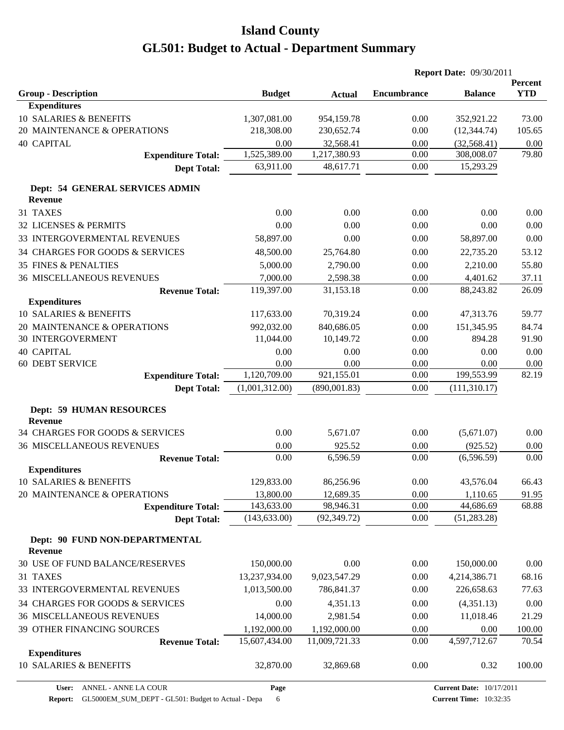# Island County

# GL501: Budget to Actual - Department Summary

**Report Date:** 09/30/2011

| Group - Description | Budget | Actual | Encumbrance | Balance | Percent YTD |
|---|---|---|---|---|---|
| **Expenditures** | | | | | |
| 10 SALARIES & BENEFITS | 1,307,081.00 | 954,159.78 | 0.00 | 352,921.22 | 73.00 |
| 20 MAINTENANCE & OPERATIONS | 218,308.00 | 230,652.74 | 0.00 | (12,344.74) | 105.65 |
| 40 CAPITAL | 0.00 | 32,568.41 | 0.00 | (32,568.41) | 0.00 |
| **Expenditure Total:** | 1,525,389.00 | 1,217,380.93 | 0.00 | 308,008.07 | 79.80 |
| **Dept Total:** | 63,911.00 | 48,617.71 | 0.00 | 15,293.29 | |
| **Dept: 54 GENERAL SERVICES ADMIN** | | | | | |
| **Revenue** | | | | | |
| 31 TAXES | 0.00 | 0.00 | 0.00 | 0.00 | 0.00 |
| 32 LICENSES & PERMITS | 0.00 | 0.00 | 0.00 | 0.00 | 0.00 |
| 33 INTERGOVERMENTAL REVENUES | 58,897.00 | 0.00 | 0.00 | 58,897.00 | 0.00 |
| 34 CHARGES FOR GOODS & SERVICES | 48,500.00 | 25,764.80 | 0.00 | 22,735.20 | 53.12 |
| 35 FINES & PENALTIES | 5,000.00 | 2,790.00 | 0.00 | 2,210.00 | 55.80 |
| 36 MISCELLANEOUS REVENUES | 7,000.00 | 2,598.38 | 0.00 | 4,401.62 | 37.11 |
| **Revenue Total:** | 119,397.00 | 31,153.18 | 0.00 | 88,243.82 | 26.09 |
| **Expenditures** | | | | | |
| 10 SALARIES & BENEFITS | 117,633.00 | 70,319.24 | 0.00 | 47,313.76 | 59.77 |
| 20 MAINTENANCE & OPERATIONS | 992,032.00 | 840,686.05 | 0.00 | 151,345.95 | 84.74 |
| 30 INTERGOVERMENT | 11,044.00 | 10,149.72 | 0.00 | 894.28 | 91.90 |
| 40 CAPITAL | 0.00 | 0.00 | 0.00 | 0.00 | 0.00 |
| 60 DEBT SERVICE | 0.00 | 0.00 | 0.00 | 0.00 | 0.00 |
| **Expenditure Total:** | 1,120,709.00 | 921,155.01 | 0.00 | 199,553.99 | 82.19 |
| **Dept Total:** | (1,001,312.00) | (890,001.83) | 0.00 | (111,310.17) | |
| **Dept: 59 HUMAN RESOURCES** | | | | | |
| **Revenue** | | | | | |
| 34 CHARGES FOR GOODS & SERVICES | 0.00 | 5,671.07 | 0.00 | (5,671.07) | 0.00 |
| 36 MISCELLANEOUS REVENUES | 0.00 | 925.52 | 0.00 | (925.52) | 0.00 |
| **Revenue Total:** | 0.00 | 6,596.59 | 0.00 | (6,596.59) | 0.00 |
| **Expenditures** | | | | | |
| 10 SALARIES & BENEFITS | 129,833.00 | 86,256.96 | 0.00 | 43,576.04 | 66.43 |
| 20 MAINTENANCE & OPERATIONS | 13,800.00 | 12,689.35 | 0.00 | 1,110.65 | 91.95 |
| **Expenditure Total:** | 143,633.00 | 98,946.31 | 0.00 | 44,686.69 | 68.88 |
| **Dept Total:** | (143,633.00) | (92,349.72) | 0.00 | (51,283.28) | |
| **Dept: 90 FUND NON-DEPARTMENTAL** | | | | | |
| **Revenue** | | | | | |
| 30 USE OF FUND BALANCE/RESERVES | 150,000.00 | 0.00 | 0.00 | 150,000.00 | 0.00 |
| 31 TAXES | 13,237,934.00 | 9,023,547.29 | 0.00 | 4,214,386.71 | 68.16 |
| 33 INTERGOVERMENTAL REVENUES | 1,013,500.00 | 786,841.37 | 0.00 | 226,658.63 | 77.63 |
| 34 CHARGES FOR GOODS & SERVICES | 0.00 | 4,351.13 | 0.00 | (4,351.13) | 0.00 |
| 36 MISCELLANEOUS REVENUES | 14,000.00 | 2,981.54 | 0.00 | 11,018.46 | 21.29 |
| 39 OTHER FINANCING SOURCES | 1,192,000.00 | 1,192,000.00 | 0.00 | 0.00 | 100.00 |
| **Revenue Total:** | 15,607,434.00 | 11,009,721.33 | 0.00 | 4,597,712.67 | 70.54 |
| **Expenditures** | | | | | |
| 10 SALARIES & BENEFITS | 32,870.00 | 32,869.68 | 0.00 | 0.32 | 100.00 |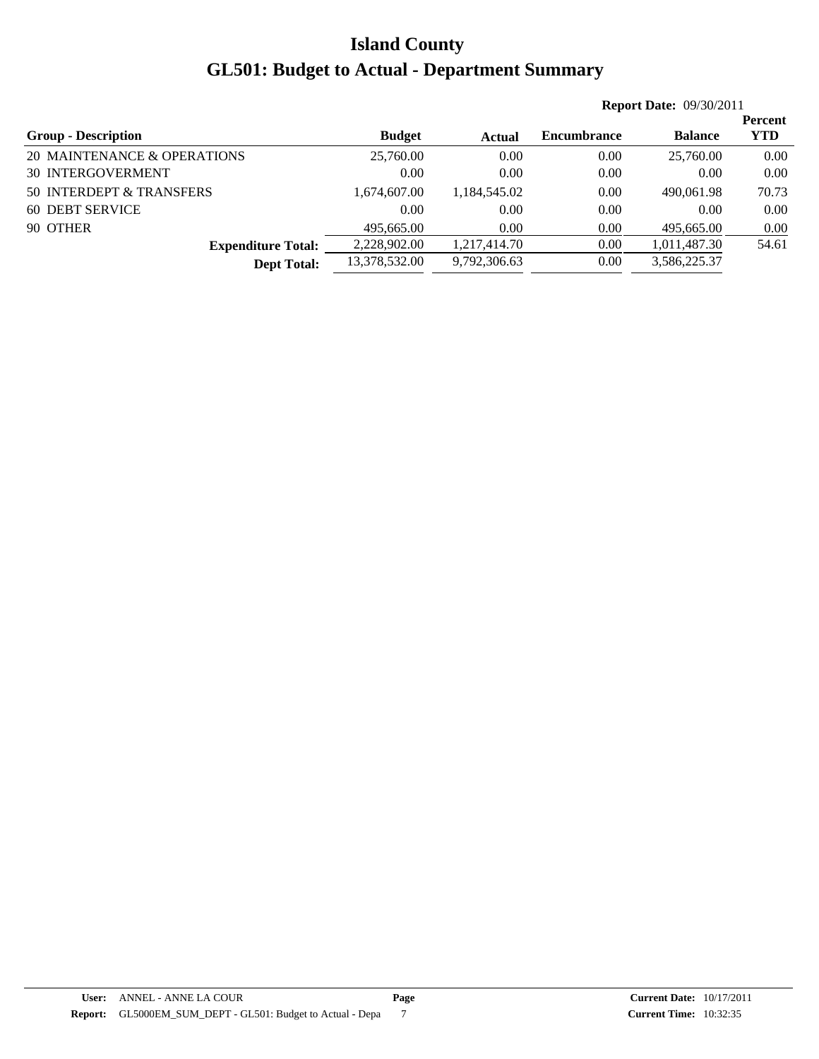# Island County

# GL501: Budget to Actual - Department Summary

**Report Date:** 09/30/2011

| Group - Description | Budget | Actual | Encumbrance | Balance | Percent YTD |
|---|---|---|---|---|---|
| 20 MAINTENANCE & OPERATIONS | 25,760.00 | 0.00 | 0.00 | 25,760.00 | 0.00 |
| 30 INTERGOVERMENT | 0.00 | 0.00 | 0.00 | 0.00 | 0.00 |
| 50 INTERDEPT & TRANSFERS | 1,674,607.00 | 1,184,545.02 | 0.00 | 490,061.98 | 70.73 |
| 60 DEBT SERVICE | 0.00 | 0.00 | 0.00 | 0.00 | 0.00 |
| 90 OTHER | 495,665.00 | 0.00 | 0.00 | 495,665.00 | 0.00 |
| **Expenditure Total:** | 2,228,902.00 | 1,217,414.70 | 0.00 | 1,011,487.30 | 54.61 |
| **Dept Total:** | 13,378,532.00 | 9,792,306.63 | 0.00 | 3,586,225.37 | |

**User:** ANNEL - ANNE LA COUR
**Report:** GL5000EM_SUM_DEPT - GL501: Budget to Actual - Depa
**Page** 7
**Current Date:** 10/17/2011
**Current Time:** 10:32:35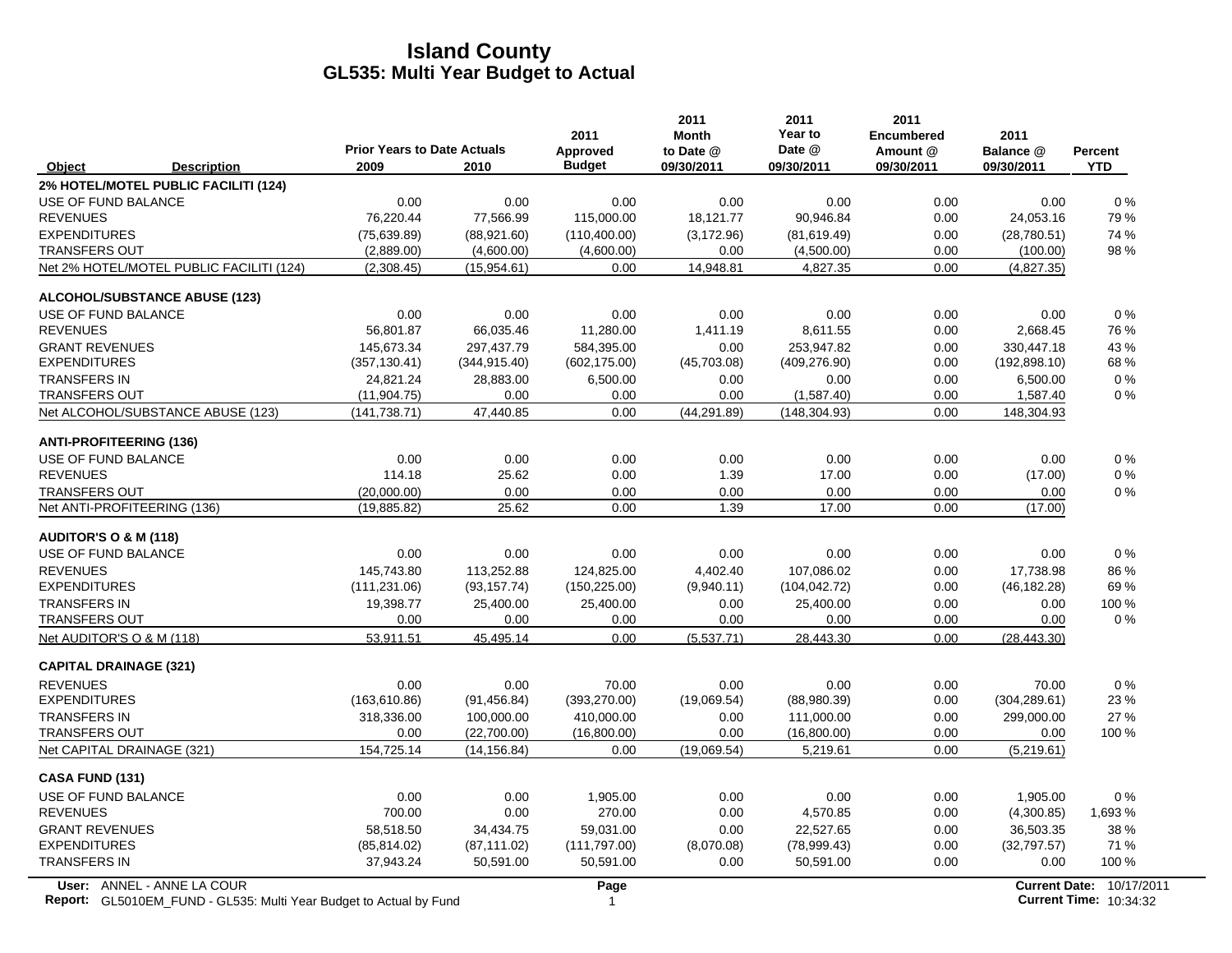# Island County
## GL535: Multi Year Budget to Actual

| Object | Description | Prior Years to Date Actuals 2009 | 2010 | 2011 Approved Budget | 2011 Month to Date @ 09/30/2011 | 2011 Year to Date @ 09/30/2011 | 2011 Encumbered Amount @ 09/30/2011 | 2011 Balance @ 09/30/2011 | Percent YTD |
|---|---|---|---|---|---|---|---|---|---|
| **2% HOTEL/MOTEL PUBLIC FACILITI (124)** | | | | | | | | | |
| USE OF FUND BALANCE | | 0.00 | 0.00 | 0.00 | 0.00 | 0.00 | 0.00 | 0.00 | 0 % |
| REVENUES | | 76,220.44 | 77,566.99 | 115,000.00 | 18,121.77 | 90,946.84 | 0.00 | 24,053.16 | 79 % |
| EXPENDITURES | | (75,639.89) | (88,921.60) | (110,400.00) | (3,172.96) | (81,619.49) | 0.00 | (28,780.51) | 74 % |
| TRANSFERS OUT | | (2,889.00) | (4,600.00) | (4,600.00) | 0.00 | (4,500.00) | 0.00 | (100.00) | 98 % |
| Net 2% HOTEL/MOTEL PUBLIC FACILITI (124) | | (2,308.45) | (15,954.61) | 0.00 | 14,948.81 | 4,827.35 | 0.00 | (4,827.35) | |
| **ALCOHOL/SUBSTANCE ABUSE (123)** | | | | | | | | | |
| USE OF FUND BALANCE | | 0.00 | 0.00 | 0.00 | 0.00 | 0.00 | 0.00 | 0.00 | 0 % |
| REVENUES | | 56,801.87 | 66,035.46 | 11,280.00 | 1,411.19 | 8,611.55 | 0.00 | 2,668.45 | 76 % |
| GRANT REVENUES | | 145,673.34 | 297,437.79 | 584,395.00 | 0.00 | 253,947.82 | 0.00 | 330,447.18 | 43 % |
| EXPENDITURES | | (357,130.41) | (344,915.40) | (602,175.00) | (45,703.08) | (409,276.90) | 0.00 | (192,898.10) | 68 % |
| TRANSFERS IN | | 24,821.24 | 28,883.00 | 6,500.00 | 0.00 | 0.00 | 0.00 | 6,500.00 | 0 % |
| TRANSFERS OUT | | (11,904.75) | 0.00 | 0.00 | 0.00 | (1,587.40) | 0.00 | 1,587.40 | 0 % |
| Net ALCOHOL/SUBSTANCE ABUSE (123) | | (141,738.71) | 47,440.85 | 0.00 | (44,291.89) | (148,304.93) | 0.00 | 148,304.93 | |
| **ANTI-PROFITEERING (136)** | | | | | | | | | |
| USE OF FUND BALANCE | | 0.00 | 0.00 | 0.00 | 0.00 | 0.00 | 0.00 | 0.00 | 0 % |
| REVENUES | | 114.18 | 25.62 | 0.00 | 1.39 | 17.00 | 0.00 | (17.00) | 0 % |
| TRANSFERS OUT | | (20,000.00) | 0.00 | 0.00 | 0.00 | 0.00 | 0.00 | 0.00 | 0 % |
| Net ANTI-PROFITEERING (136) | | (19,885.82) | 25.62 | 0.00 | 1.39 | 17.00 | 0.00 | (17.00) | |
| **AUDITOR'S O & M (118)** | | | | | | | | | |
| USE OF FUND BALANCE | | 0.00 | 0.00 | 0.00 | 0.00 | 0.00 | 0.00 | 0.00 | 0 % |
| REVENUES | | 145,743.80 | 113,252.88 | 124,825.00 | 4,402.40 | 107,086.02 | 0.00 | 17,738.98 | 86 % |
| EXPENDITURES | | (111,231.06) | (93,157.74) | (150,225.00) | (9,940.11) | (104,042.72) | 0.00 | (46,182.28) | 69 % |
| TRANSFERS IN | | 19,398.77 | 25,400.00 | 25,400.00 | 0.00 | 25,400.00 | 0.00 | 0.00 | 100 % |
| TRANSFERS OUT | | 0.00 | 0.00 | 0.00 | 0.00 | 0.00 | 0.00 | 0.00 | 0 % |
| Net AUDITOR'S O & M (118) | | 53,911.51 | 45,495.14 | 0.00 | (5,537.71) | 28,443.30 | 0.00 | (28,443.30) | |
| **CAPITAL DRAINAGE (321)** | | | | | | | | | |
| REVENUES | | 0.00 | 0.00 | 70.00 | 0.00 | 0.00 | 0.00 | 70.00 | 0 % |
| EXPENDITURES | | (163,610.86) | (91,456.84) | (393,270.00) | (19,069.54) | (88,980.39) | 0.00 | (304,289.61) | 23 % |
| TRANSFERS IN | | 318,336.00 | 100,000.00 | 410,000.00 | 0.00 | 111,000.00 | 0.00 | 299,000.00 | 27 % |
| TRANSFERS OUT | | 0.00 | (22,700.00) | (16,800.00) | 0.00 | (16,800.00) | 0.00 | 0.00 | 100 % |
| Net CAPITAL DRAINAGE (321) | | 154,725.14 | (14,156.84) | 0.00 | (19,069.54) | 5,219.61 | 0.00 | (5,219.61) | |
| **CASA FUND (131)** | | | | | | | | | |
| USE OF FUND BALANCE | | 0.00 | 0.00 | 1,905.00 | 0.00 | 0.00 | 0.00 | 1,905.00 | 0 % |
| REVENUES | | 700.00 | 0.00 | 270.00 | 0.00 | 4,570.85 | 0.00 | (4,300.85) | 1,693 % |
| GRANT REVENUES | | 58,518.50 | 34,434.75 | 59,031.00 | 0.00 | 22,527.65 | 0.00 | 36,503.35 | 38 % |
| EXPENDITURES | | (85,814.02) | (87,111.02) | (111,797.00) | (8,070.08) | (78,999.43) | 0.00 | (32,797.57) | 71 % |
| TRANSFERS IN | | 37,943.24 | 50,591.00 | 50,591.00 | 0.00 | 50,591.00 | 0.00 | 0.00 | 100 % |

User: ANNEL - ANNE LA COUR
Report: GL5010EM_FUND - GL535: Multi Year Budget to Actual by Fund
Current Date: 10/17/2011
Current Time: 10:34:32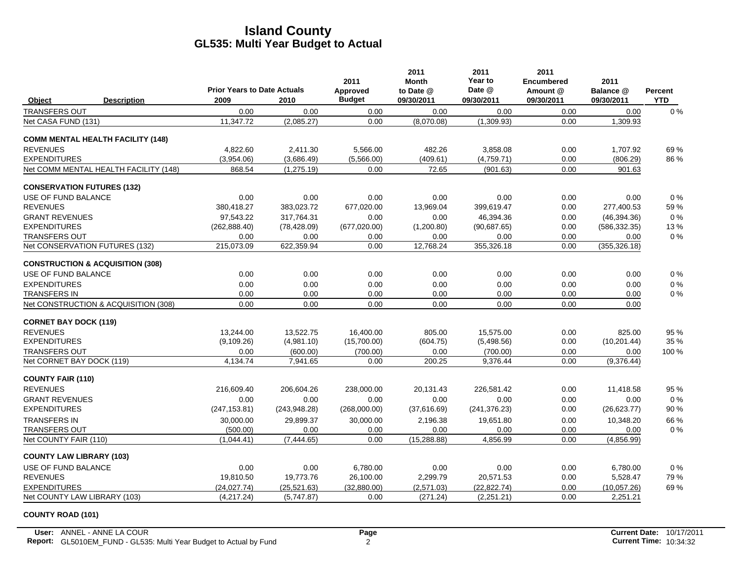# Island County
## GL535: Multi Year Budget to Actual

| Object | Description | Prior Years to Date Actuals 2009 | 2010 | 2011 Approved Budget | 2011 Month to Date @ 09/30/2011 | 2011 Year to Date @ 09/30/2011 | 2011 Encumbered Amount @ 09/30/2011 | 2011 Balance @ 09/30/2011 | Percent YTD |
|---|---|---|---|---|---|---|---|---|---|
| TRANSFERS OUT | | 0.00 | 0.00 | 0.00 | 0.00 | 0.00 | 0.00 | 0.00 | 0 % |
| Net CASA FUND (131) | | 11,347.72 | (2,085.27) | 0.00 | (8,070.08) | (1,309.93) | 0.00 | 1,309.93 | |
| **COMM MENTAL HEALTH FACILITY (148)** | | | | | | | | | |
| REVENUES | | 4,822.60 | 2,411.30 | 5,566.00 | 482.26 | 3,858.08 | 0.00 | 1,707.92 | 69 % |
| EXPENDITURES | | (3,954.06) | (3,686.49) | (5,566.00) | (409.61) | (4,759.71) | 0.00 | (806.29) | 86 % |
| Net COMM MENTAL HEALTH FACILITY (148) | | 868.54 | (1,275.19) | 0.00 | 72.65 | (901.63) | 0.00 | 901.63 | |
| **CONSERVATION FUTURES (132)** | | | | | | | | | |
| USE OF FUND BALANCE | | 0.00 | 0.00 | 0.00 | 0.00 | 0.00 | 0.00 | 0.00 | 0 % |
| REVENUES | | 380,418.27 | 383,023.72 | 677,020.00 | 13,969.04 | 399,619.47 | 0.00 | 277,400.53 | 59 % |
| GRANT REVENUES | | 97,543.22 | 317,764.31 | 0.00 | 0.00 | 46,394.36 | 0.00 | (46,394.36) | 0 % |
| EXPENDITURES | | (262,888.40) | (78,428.09) | (677,020.00) | (1,200.80) | (90,687.65) | 0.00 | (586,332.35) | 13 % |
| TRANSFERS OUT | | 0.00 | 0.00 | 0.00 | 0.00 | 0.00 | 0.00 | 0.00 | 0 % |
| Net CONSERVATION FUTURES (132) | | 215,073.09 | 622,359.94 | 0.00 | 12,768.24 | 355,326.18 | 0.00 | (355,326.18) | |
| **CONSTRUCTION & ACQUISITION (308)** | | | | | | | | | |
| USE OF FUND BALANCE | | 0.00 | 0.00 | 0.00 | 0.00 | 0.00 | 0.00 | 0.00 | 0 % |
| EXPENDITURES | | 0.00 | 0.00 | 0.00 | 0.00 | 0.00 | 0.00 | 0.00 | 0 % |
| TRANSFERS IN | | 0.00 | 0.00 | 0.00 | 0.00 | 0.00 | 0.00 | 0.00 | 0 % |
| Net CONSTRUCTION & ACQUISITION (308) | | 0.00 | 0.00 | 0.00 | 0.00 | 0.00 | 0.00 | 0.00 | |
| **CORNET BAY DOCK (119)** | | | | | | | | | |
| REVENUES | | 13,244.00 | 13,522.75 | 16,400.00 | 805.00 | 15,575.00 | 0.00 | 825.00 | 95 % |
| EXPENDITURES | | (9,109.26) | (4,981.10) | (15,700.00) | (604.75) | (5,498.56) | 0.00 | (10,201.44) | 35 % |
| TRANSFERS OUT | | 0.00 | (600.00) | (700.00) | 0.00 | (700.00) | 0.00 | 0.00 | 100 % |
| Net CORNET BAY DOCK (119) | | 4,134.74 | 7,941.65 | 0.00 | 200.25 | 9,376.44 | 0.00 | (9,376.44) | |
| **COUNTY FAIR (110)** | | | | | | | | | |
| REVENUES | | 216,609.40 | 206,604.26 | 238,000.00 | 20,131.43 | 226,581.42 | 0.00 | 11,418.58 | 95 % |
| GRANT REVENUES | | 0.00 | 0.00 | 0.00 | 0.00 | 0.00 | 0.00 | 0.00 | 0 % |
| EXPENDITURES | | (247,153.81) | (243,948.28) | (268,000.00) | (37,616.69) | (241,376.23) | 0.00 | (26,623.77) | 90 % |
| TRANSFERS IN | | 30,000.00 | 29,899.37 | 30,000.00 | 2,196.38 | 19,651.80 | 0.00 | 10,348.20 | 66 % |
| TRANSFERS OUT | | (500.00) | 0.00 | 0.00 | 0.00 | 0.00 | 0.00 | 0.00 | 0 % |
| Net COUNTY FAIR (110) | | (1,044.41) | (7,444.65) | 0.00 | (15,288.88) | 4,856.99 | 0.00 | (4,856.99) | |
| **COUNTY LAW LIBRARY (103)** | | | | | | | | | |
| USE OF FUND BALANCE | | 0.00 | 0.00 | 6,780.00 | 0.00 | 0.00 | 0.00 | 6,780.00 | 0 % |
| REVENUES | | 19,810.50 | 19,773.76 | 26,100.00 | 2,299.79 | 20,571.53 | 0.00 | 5,528.47 | 79 % |
| EXPENDITURES | | (24,027.74) | (25,521.63) | (32,880.00) | (2,571.03) | (22,822.74) | 0.00 | (10,057.26) | 69 % |
| Net COUNTY LAW LIBRARY (103) | | (4,217.24) | (5,747.87) | 0.00 | (271.24) | (2,251.21) | 0.00 | 2,251.21 | |
| **COUNTY ROAD (101)** | | | | | | | | | |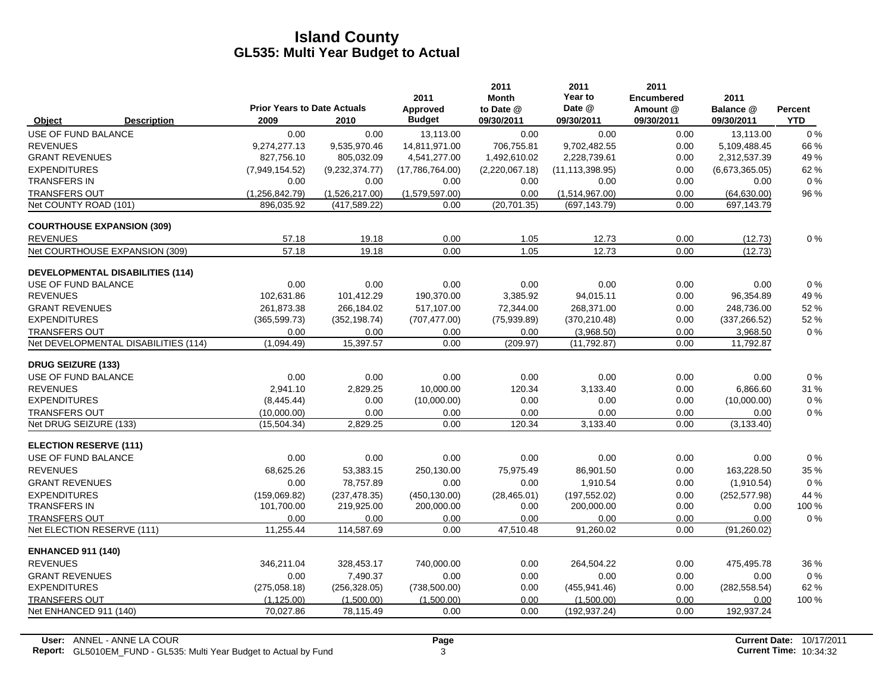# Island County
## GL535: Multi Year Budget to Actual

| Object | Description | Prior Years to Date Actuals 2009 | 2010 | 2011 Approved Budget | 2011 Month to Date @ 09/30/2011 | 2011 Year to Date @ 09/30/2011 | 2011 Encumbered Amount @ 09/30/2011 | 2011 Balance @ 09/30/2011 | Percent YTD |
|---|---|---|---|---|---|---|---|---|---|
| USE OF FUND BALANCE | | 0.00 | 0.00 | 13,113.00 | 0.00 | 0.00 | 0.00 | 13,113.00 | 0 % |
| REVENUES | | 9,274,277.13 | 9,535,970.46 | 14,811,971.00 | 706,755.81 | 9,702,482.55 | 0.00 | 5,109,488.45 | 66 % |
| GRANT REVENUES | | 827,756.10 | 805,032.09 | 4,541,277.00 | 1,492,610.02 | 2,228,739.61 | 0.00 | 2,312,537.39 | 49 % |
| EXPENDITURES | | (7,949,154.52) | (9,232,374.77) | (17,786,764.00) | (2,220,067.18) | (11,113,398.95) | 0.00 | (6,673,365.05) | 62 % |
| TRANSFERS IN | | 0.00 | 0.00 | 0.00 | 0.00 | 0.00 | 0.00 | 0.00 | 0 % |
| TRANSFERS OUT | | (1,256,842.79) | (1,526,217.00) | (1,579,597.00) | 0.00 | (1,514,967.00) | 0.00 | (64,630.00) | 96 % |
| Net COUNTY ROAD (101) | | 896,035.92 | (417,589.22) | 0.00 | (20,701.35) | (697,143.79) | 0.00 | 697,143.79 | |
| **COURTHOUSE EXPANSION (309)** | | | | | | | | | |
| REVENUES | | 57.18 | 19.18 | 0.00 | 1.05 | 12.73 | 0.00 | (12.73) | 0 % |
| Net COURTHOUSE EXPANSION (309) | | 57.18 | 19.18 | 0.00 | 1.05 | 12.73 | 0.00 | (12.73) | |
| **DEVELOPMENTAL DISABILITIES (114)** | | | | | | | | | |
| USE OF FUND BALANCE | | 0.00 | 0.00 | 0.00 | 0.00 | 0.00 | 0.00 | 0.00 | 0 % |
| REVENUES | | 102,631.86 | 101,412.29 | 190,370.00 | 3,385.92 | 94,015.11 | 0.00 | 96,354.89 | 49 % |
| GRANT REVENUES | | 261,873.38 | 266,184.02 | 517,107.00 | 72,344.00 | 268,371.00 | 0.00 | 248,736.00 | 52 % |
| EXPENDITURES | | (365,599.73) | (352,198.74) | (707,477.00) | (75,939.89) | (370,210.48) | 0.00 | (337,266.52) | 52 % |
| TRANSFERS OUT | | 0.00 | 0.00 | 0.00 | 0.00 | (3,968.50) | 0.00 | 3,968.50 | 0 % |
| Net DEVELOPMENTAL DISABILITIES (114) | | (1,094.49) | 15,397.57 | 0.00 | (209.97) | (11,792.87) | 0.00 | 11,792.87 | |
| **DRUG SEIZURE (133)** | | | | | | | | | |
| USE OF FUND BALANCE | | 0.00 | 0.00 | 0.00 | 0.00 | 0.00 | 0.00 | 0.00 | 0 % |
| REVENUES | | 2,941.10 | 2,829.25 | 10,000.00 | 120.34 | 3,133.40 | 0.00 | 6,866.60 | 31 % |
| EXPENDITURES | | (8,445.44) | 0.00 | (10,000.00) | 0.00 | 0.00 | 0.00 | (10,000.00) | 0 % |
| TRANSFERS OUT | | (10,000.00) | 0.00 | 0.00 | 0.00 | 0.00 | 0.00 | 0.00 | 0 % |
| Net DRUG SEIZURE (133) | | (15,504.34) | 2,829.25 | 0.00 | 120.34 | 3,133.40 | 0.00 | (3,133.40) | |
| **ELECTION RESERVE (111)** | | | | | | | | | |
| USE OF FUND BALANCE | | 0.00 | 0.00 | 0.00 | 0.00 | 0.00 | 0.00 | 0.00 | 0 % |
| REVENUES | | 68,625.26 | 53,383.15 | 250,130.00 | 75,975.49 | 86,901.50 | 0.00 | 163,228.50 | 35 % |
| GRANT REVENUES | | 0.00 | 78,757.89 | 0.00 | 0.00 | 1,910.54 | 0.00 | (1,910.54) | 0 % |
| EXPENDITURES | | (159,069.82) | (237,478.35) | (450,130.00) | (28,465.01) | (197,552.02) | 0.00 | (252,577.98) | 44 % |
| TRANSFERS IN | | 101,700.00 | 219,925.00 | 200,000.00 | 0.00 | 200,000.00 | 0.00 | 0.00 | 100 % |
| TRANSFERS OUT | | 0.00 | 0.00 | 0.00 | 0.00 | 0.00 | 0.00 | 0.00 | 0 % |
| Net ELECTION RESERVE (111) | | 11,255.44 | 114,587.69 | 0.00 | 47,510.48 | 91,260.02 | 0.00 | (91,260.02) | |
| **ENHANCED 911 (140)** | | | | | | | | | |
| REVENUES | | 346,211.04 | 328,453.17 | 740,000.00 | 0.00 | 264,504.22 | 0.00 | 475,495.78 | 36 % |
| GRANT REVENUES | | 0.00 | 7,490.37 | 0.00 | 0.00 | 0.00 | 0.00 | 0.00 | 0 % |
| EXPENDITURES | | (275,058.18) | (256,328.05) | (738,500.00) | 0.00 | (455,941.46) | 0.00 | (282,558.54) | 62 % |
| TRANSFERS OUT | | (1,125.00) | (1,500.00) | (1,500.00) | 0.00 | (1,500.00) | 0.00 | 0.00 | 100 % |
| Net ENHANCED 911 (140) | | 70,027.86 | 78,115.49 | 0.00 | 0.00 | (192,937.24) | 0.00 | 192,937.24 | |

**User:** ANNEL - ANNE LA COUR
**Report:** GL5010EM_FUND - GL535: Multi Year Budget to Actual by Fund

**Current Date:** 10/17/2011
**Current Time:** 10:34:32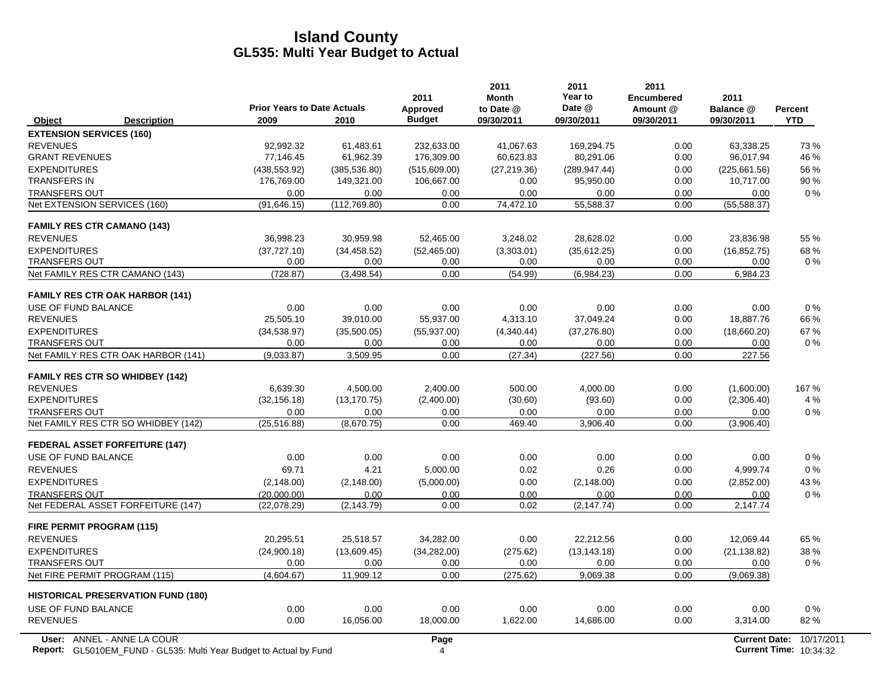# Island County
## GL535: Multi Year Budget to Actual

| Object | Description | Prior Years to Date Actuals 2009 | 2010 | 2011 Approved Budget | 2011 Month to Date @ 09/30/2011 | 2011 Year to Date @ 09/30/2011 | 2011 Encumbered Amount @ 09/30/2011 | 2011 Balance @ 09/30/2011 | Percent YTD |
|---|---|---|---|---|---|---|---|---|---|
| **EXTENSION SERVICES (160)** | | | | | | | | | |
| REVENUES | | 92,992.32 | 61,483.61 | 232,633.00 | 41,067.63 | 169,294.75 | 0.00 | 63,338.25 | 73 % |
| GRANT REVENUES | | 77,146.45 | 61,962.39 | 176,309.00 | 60,623.83 | 80,291.06 | 0.00 | 96,017.94 | 46 % |
| EXPENDITURES | | (438,553.92) | (385,536.80) | (515,609.00) | (27,219.36) | (289,947.44) | 0.00 | (225,661.56) | 56 % |
| TRANSFERS IN | | 176,769.00 | 149,321.00 | 106,667.00 | 0.00 | 95,950.00 | 0.00 | 10,717.00 | 90 % |
| TRANSFERS OUT | | 0.00 | 0.00 | 0.00 | 0.00 | 0.00 | 0.00 | 0.00 | 0 % |
| Net EXTENSION SERVICES (160) | | (91,646.15) | (112,769.80) | 0.00 | 74,472.10 | 55,588.37 | 0.00 | (55,588.37) | |
| **FAMILY RES CTR CAMANO (143)** | | | | | | | | | |
| REVENUES | | 36,998.23 | 30,959.98 | 52,465.00 | 3,248.02 | 28,628.02 | 0.00 | 23,836.98 | 55 % |
| EXPENDITURES | | (37,727.10) | (34,458.52) | (52,465.00) | (3,303.01) | (35,612.25) | 0.00 | (16,852.75) | 68 % |
| TRANSFERS OUT | | 0.00 | 0.00 | 0.00 | 0.00 | 0.00 | 0.00 | 0.00 | 0 % |
| Net FAMILY RES CTR CAMANO (143) | | (728.87) | (3,498.54) | 0.00 | (54.99) | (6,984.23) | 0.00 | 6,984.23 | |
| **FAMILY RES CTR OAK HARBOR (141)** | | | | | | | | | |
| USE OF FUND BALANCE | | 0.00 | 0.00 | 0.00 | 0.00 | 0.00 | 0.00 | 0.00 | 0 % |
| REVENUES | | 25,505.10 | 39,010.00 | 55,937.00 | 4,313.10 | 37,049.24 | 0.00 | 18,887.76 | 66 % |
| EXPENDITURES | | (34,538.97) | (35,500.05) | (55,937.00) | (4,340.44) | (37,276.80) | 0.00 | (18,660.20) | 67 % |
| TRANSFERS OUT | | 0.00 | 0.00 | 0.00 | 0.00 | 0.00 | 0.00 | 0.00 | 0 % |
| Net FAMILY RES CTR OAK HARBOR (141) | | (9,033.87) | 3,509.95 | 0.00 | (27.34) | (227.56) | 0.00 | 227.56 | |
| **FAMILY RES CTR SO WHIDBEY (142)** | | | | | | | | | |
| REVENUES | | 6,639.30 | 4,500.00 | 2,400.00 | 500.00 | 4,000.00 | 0.00 | (1,600.00) | 167 % |
| EXPENDITURES | | (32,156.18) | (13,170.75) | (2,400.00) | (30.60) | (93.60) | 0.00 | (2,306.40) | 4 % |
| TRANSFERS OUT | | 0.00 | 0.00 | 0.00 | 0.00 | 0.00 | 0.00 | 0.00 | 0 % |
| Net FAMILY RES CTR SO WHIDBEY (142) | | (25,516.88) | (8,670.75) | 0.00 | 469.40 | 3,906.40 | 0.00 | (3,906.40) | |
| **FEDERAL ASSET FORFEITURE (147)** | | | | | | | | | |
| USE OF FUND BALANCE | | 0.00 | 0.00 | 0.00 | 0.00 | 0.00 | 0.00 | 0.00 | 0 % |
| REVENUES | | 69.71 | 4.21 | 5,000.00 | 0.02 | 0.26 | 0.00 | 4,999.74 | 0 % |
| EXPENDITURES | | (2,148.00) | (2,148.00) | (5,000.00) | 0.00 | (2,148.00) | 0.00 | (2,852.00) | 43 % |
| TRANSFERS OUT | | (20,000.00) | 0.00 | 0.00 | 0.00 | 0.00 | 0.00 | 0.00 | 0 % |
| Net FEDERAL ASSET FORFEITURE (147) | | (22,078.29) | (2,143.79) | 0.00 | 0.02 | (2,147.74) | 0.00 | 2,147.74 | |
| **FIRE PERMIT PROGRAM (115)** | | | | | | | | | |
| REVENUES | | 20,295.51 | 25,518.57 | 34,282.00 | 0.00 | 22,212.56 | 0.00 | 12,069.44 | 65 % |
| EXPENDITURES | | (24,900.18) | (13,609.45) | (34,282.00) | (275.62) | (13,143.18) | 0.00 | (21,138.82) | 38 % |
| TRANSFERS OUT | | 0.00 | 0.00 | 0.00 | 0.00 | 0.00 | 0.00 | 0.00 | 0 % |
| Net FIRE PERMIT PROGRAM (115) | | (4,604.67) | 11,909.12 | 0.00 | (275.62) | 9,069.38 | 0.00 | (9,069.38) | |
| **HISTORICAL PRESERVATION FUND (180)** | | | | | | | | | |
| USE OF FUND BALANCE | | 0.00 | 0.00 | 0.00 | 0.00 | 0.00 | 0.00 | 0.00 | 0 % |
| REVENUES | | 0.00 | 16,056.00 | 18,000.00 | 1,622.00 | 14,686.00 | 0.00 | 3,314.00 | 82 % |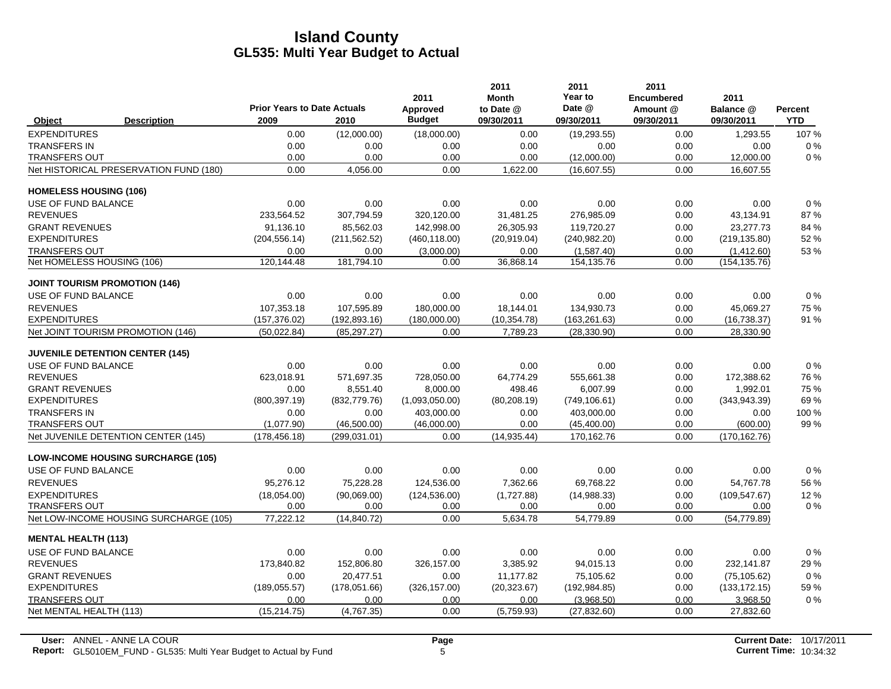# Island County
## GL535: Multi Year Budget to Actual

| Object | Description | Prior Years to Date Actuals 2009 | 2010 | 2011 Approved Budget | 2011 Month to Date @ 09/30/2011 | 2011 Year to Date @ 09/30/2011 | 2011 Encumbered Amount @ 09/30/2011 | 2011 Balance @ 09/30/2011 | Percent YTD |
|---|---|---|---|---|---|---|---|---|---|
| EXPENDITURES | | 0.00 | (12,000.00) | (18,000.00) | 0.00 | (19,293.55) | 0.00 | 1,293.55 | 107 % |
| TRANSFERS IN | | 0.00 | 0.00 | 0.00 | 0.00 | 0.00 | 0.00 | 0.00 | 0 % |
| TRANSFERS OUT | | 0.00 | 0.00 | 0.00 | 0.00 | (12,000.00) | 0.00 | 12,000.00 | 0 % |
| Net HISTORICAL PRESERVATION FUND (180) | | 0.00 | 4,056.00 | 0.00 | 1,622.00 | (16,607.55) | 0.00 | 16,607.55 | |
| **HOMELESS HOUSING (106)** | | | | | | | | | |
| USE OF FUND BALANCE | | 0.00 | 0.00 | 0.00 | 0.00 | 0.00 | 0.00 | 0.00 | 0 % |
| REVENUES | | 233,564.52 | 307,794.59 | 320,120.00 | 31,481.25 | 276,985.09 | 0.00 | 43,134.91 | 87 % |
| GRANT REVENUES | | 91,136.10 | 85,562.03 | 142,998.00 | 26,305.93 | 119,720.27 | 0.00 | 23,277.73 | 84 % |
| EXPENDITURES | | (204,556.14) | (211,562.52) | (460,118.00) | (20,919.04) | (240,982.20) | 0.00 | (219,135.80) | 52 % |
| TRANSFERS OUT | | 0.00 | 0.00 | (3,000.00) | 0.00 | (1,587.40) | 0.00 | (1,412.60) | 53 % |
| Net HOMELESS HOUSING (106) | | 120,144.48 | 181,794.10 | 0.00 | 36,868.14 | 154,135.76 | 0.00 | (154,135.76) | |
| **JOINT TOURISM PROMOTION (146)** | | | | | | | | | |
| USE OF FUND BALANCE | | 0.00 | 0.00 | 0.00 | 0.00 | 0.00 | 0.00 | 0.00 | 0 % |
| REVENUES | | 107,353.18 | 107,595.89 | 180,000.00 | 18,144.01 | 134,930.73 | 0.00 | 45,069.27 | 75 % |
| EXPENDITURES | | (157,376.02) | (192,893.16) | (180,000.00) | (10,354.78) | (163,261.63) | 0.00 | (16,738.37) | 91 % |
| Net JOINT TOURISM PROMOTION (146) | | (50,022.84) | (85,297.27) | 0.00 | 7,789.23 | (28,330.90) | 0.00 | 28,330.90 | |
| **JUVENILE DETENTION CENTER (145)** | | | | | | | | | |
| USE OF FUND BALANCE | | 0.00 | 0.00 | 0.00 | 0.00 | 0.00 | 0.00 | 0.00 | 0 % |
| REVENUES | | 623,018.91 | 571,697.35 | 728,050.00 | 64,774.29 | 555,661.38 | 0.00 | 172,388.62 | 76 % |
| GRANT REVENUES | | 0.00 | 8,551.40 | 8,000.00 | 498.46 | 6,007.99 | 0.00 | 1,992.01 | 75 % |
| EXPENDITURES | | (800,397.19) | (832,779.76) | (1,093,050.00) | (80,208.19) | (749,106.61) | 0.00 | (343,943.39) | 69 % |
| TRANSFERS IN | | 0.00 | 0.00 | 403,000.00 | 0.00 | 403,000.00 | 0.00 | 0.00 | 100 % |
| TRANSFERS OUT | | (1,077.90) | (46,500.00) | (46,000.00) | 0.00 | (45,400.00) | 0.00 | (600.00) | 99 % |
| Net JUVENILE DETENTION CENTER (145) | | (178,456.18) | (299,031.01) | 0.00 | (14,935.44) | 170,162.76 | 0.00 | (170,162.76) | |
| **LOW-INCOME HOUSING SURCHARGE (105)** | | | | | | | | | |
| USE OF FUND BALANCE | | 0.00 | 0.00 | 0.00 | 0.00 | 0.00 | 0.00 | 0.00 | 0 % |
| REVENUES | | 95,276.12 | 75,228.28 | 124,536.00 | 7,362.66 | 69,768.22 | 0.00 | 54,767.78 | 56 % |
| EXPENDITURES | | (18,054.00) | (90,069.00) | (124,536.00) | (1,727.88) | (14,988.33) | 0.00 | (109,547.67) | 12 % |
| TRANSFERS OUT | | 0.00 | 0.00 | 0.00 | 0.00 | 0.00 | 0.00 | 0.00 | 0 % |
| Net LOW-INCOME HOUSING SURCHARGE (105) | | 77,222.12 | (14,840.72) | 0.00 | 5,634.78 | 54,779.89 | 0.00 | (54,779.89) | |
| **MENTAL HEALTH (113)** | | | | | | | | | |
| USE OF FUND BALANCE | | 0.00 | 0.00 | 0.00 | 0.00 | 0.00 | 0.00 | 0.00 | 0 % |
| REVENUES | | 173,840.82 | 152,806.80 | 326,157.00 | 3,385.92 | 94,015.13 | 0.00 | 232,141.87 | 29 % |
| GRANT REVENUES | | 0.00 | 20,477.51 | 0.00 | 11,177.82 | 75,105.62 | 0.00 | (75,105.62) | 0 % |
| EXPENDITURES | | (189,055.57) | (178,051.66) | (326,157.00) | (20,323.67) | (192,984.85) | 0.00 | (133,172.15) | 59 % |
| TRANSFERS OUT | | 0.00 | 0.00 | 0.00 | 0.00 | (3,968.50) | 0.00 | 3,968.50 | 0 % |
| Net MENTAL HEALTH (113) | | (15,214.75) | (4,767.35) | 0.00 | (5,759.93) | (27,832.60) | 0.00 | 27,832.60 | |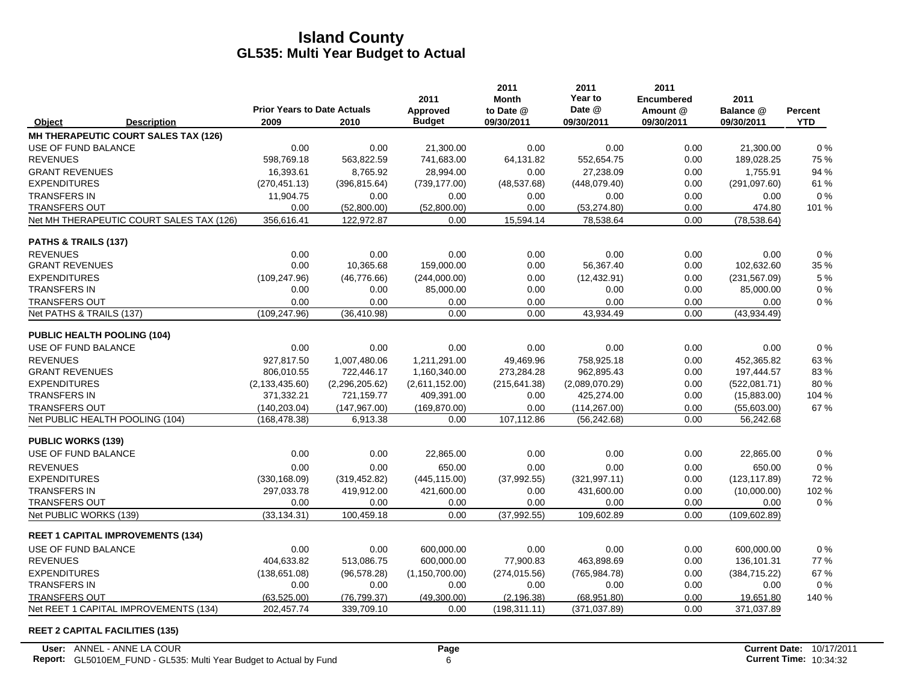# Island County
## GL535: Multi Year Budget to Actual

| Object | Description | Prior Years to Date Actuals 2009 | 2010 | 2011 Approved Budget | 2011 Month to Date @ 09/30/2011 | 2011 Year to Date @ 09/30/2011 | 2011 Encumbered Amount @ 09/30/2011 | 2011 Balance @ 09/30/2011 | Percent YTD |
|---|---|---|---|---|---|---|---|---|---|
| **MH THERAPEUTIC COURT SALES TAX (126)** | | | | | | | | | |
| USE OF FUND BALANCE | | 0.00 | 0.00 | 21,300.00 | 0.00 | 0.00 | 0.00 | 21,300.00 | 0 % |
| REVENUES | | 598,769.18 | 563,822.59 | 741,683.00 | 64,131.82 | 552,654.75 | 0.00 | 189,028.25 | 75 % |
| GRANT REVENUES | | 16,393.61 | 8,765.92 | 28,994.00 | 0.00 | 27,238.09 | 0.00 | 1,755.91 | 94 % |
| EXPENDITURES | | (270,451.13) | (396,815.64) | (739,177.00) | (48,537.68) | (448,079.40) | 0.00 | (291,097.60) | 61 % |
| TRANSFERS IN | | 11,904.75 | 0.00 | 0.00 | 0.00 | 0.00 | 0.00 | 0.00 | 0 % |
| TRANSFERS OUT | | 0.00 | (52,800.00) | (52,800.00) | 0.00 | (53,274.80) | 0.00 | 474.80 | 101 % |
| Net MH THERAPEUTIC COURT SALES TAX (126) | | 356,616.41 | 122,972.87 | 0.00 | 15,594.14 | 78,538.64 | 0.00 | (78,538.64) | |
| **PATHS & TRAILS (137)** | | | | | | | | | |
| REVENUES | | 0.00 | 0.00 | 0.00 | 0.00 | 0.00 | 0.00 | 0.00 | 0 % |
| GRANT REVENUES | | 0.00 | 10,365.68 | 159,000.00 | 0.00 | 56,367.40 | 0.00 | 102,632.60 | 35 % |
| EXPENDITURES | | (109,247.96) | (46,776.66) | (244,000.00) | 0.00 | (12,432.91) | 0.00 | (231,567.09) | 5 % |
| TRANSFERS IN | | 0.00 | 0.00 | 85,000.00 | 0.00 | 0.00 | 0.00 | 85,000.00 | 0 % |
| TRANSFERS OUT | | 0.00 | 0.00 | 0.00 | 0.00 | 0.00 | 0.00 | 0.00 | 0 % |
| Net PATHS & TRAILS (137) | | (109,247.96) | (36,410.98) | 0.00 | 0.00 | 43,934.49 | 0.00 | (43,934.49) | |
| **PUBLIC HEALTH POOLING (104)** | | | | | | | | | |
| USE OF FUND BALANCE | | 0.00 | 0.00 | 0.00 | 0.00 | 0.00 | 0.00 | 0.00 | 0 % |
| REVENUES | | 927,817.50 | 1,007,480.06 | 1,211,291.00 | 49,469.96 | 758,925.18 | 0.00 | 452,365.82 | 63 % |
| GRANT REVENUES | | 806,010.55 | 722,446.17 | 1,160,340.00 | 273,284.28 | 962,895.43 | 0.00 | 197,444.57 | 83 % |
| EXPENDITURES | | (2,133,435.60) | (2,296,205.62) | (2,611,152.00) | (215,641.38) | (2,089,070.29) | 0.00 | (522,081.71) | 80 % |
| TRANSFERS IN | | 371,332.21 | 721,159.77 | 409,391.00 | 0.00 | 425,274.00 | 0.00 | (15,883.00) | 104 % |
| TRANSFERS OUT | | (140,203.04) | (147,967.00) | (169,870.00) | 0.00 | (114,267.00) | 0.00 | (55,603.00) | 67 % |
| Net PUBLIC HEALTH POOLING (104) | | (168,478.38) | 6,913.38 | 0.00 | 107,112.86 | (56,242.68) | 0.00 | 56,242.68 | |
| **PUBLIC WORKS (139)** | | | | | | | | | |
| USE OF FUND BALANCE | | 0.00 | 0.00 | 22,865.00 | 0.00 | 0.00 | 0.00 | 22,865.00 | 0 % |
| REVENUES | | 0.00 | 0.00 | 650.00 | 0.00 | 0.00 | 0.00 | 650.00 | 0 % |
| EXPENDITURES | | (330,168.09) | (319,452.82) | (445,115.00) | (37,992.55) | (321,997.11) | 0.00 | (123,117.89) | 72 % |
| TRANSFERS IN | | 297,033.78 | 419,912.00 | 421,600.00 | 0.00 | 431,600.00 | 0.00 | (10,000.00) | 102 % |
| TRANSFERS OUT | | 0.00 | 0.00 | 0.00 | 0.00 | 0.00 | 0.00 | 0.00 | 0 % |
| Net PUBLIC WORKS (139) | | (33,134.31) | 100,459.18 | 0.00 | (37,992.55) | 109,602.89 | 0.00 | (109,602.89) | |
| **REET 1 CAPITAL IMPROVEMENTS (134)** | | | | | | | | | |
| USE OF FUND BALANCE | | 0.00 | 0.00 | 600,000.00 | 0.00 | 0.00 | 0.00 | 600,000.00 | 0 % |
| REVENUES | | 404,633.82 | 513,086.75 | 600,000.00 | 77,900.83 | 463,898.69 | 0.00 | 136,101.31 | 77 % |
| EXPENDITURES | | (138,651.08) | (96,578.28) | (1,150,700.00) | (274,015.56) | (765,984.78) | 0.00 | (384,715.22) | 67 % |
| TRANSFERS IN | | 0.00 | 0.00 | 0.00 | 0.00 | 0.00 | 0.00 | 0.00 | 0 % |
| TRANSFERS OUT | | (63,525.00) | (76,799.37) | (49,300.00) | (2,196.38) | (68,951.80) | 0.00 | 19,651.80 | 140 % |
| Net REET 1 CAPITAL IMPROVEMENTS (134) | | 202,457.74 | 339,709.10 | 0.00 | (198,311.11) | (371,037.89) | 0.00 | 371,037.89 | |

**REET 2 CAPITAL FACILITIES (135)**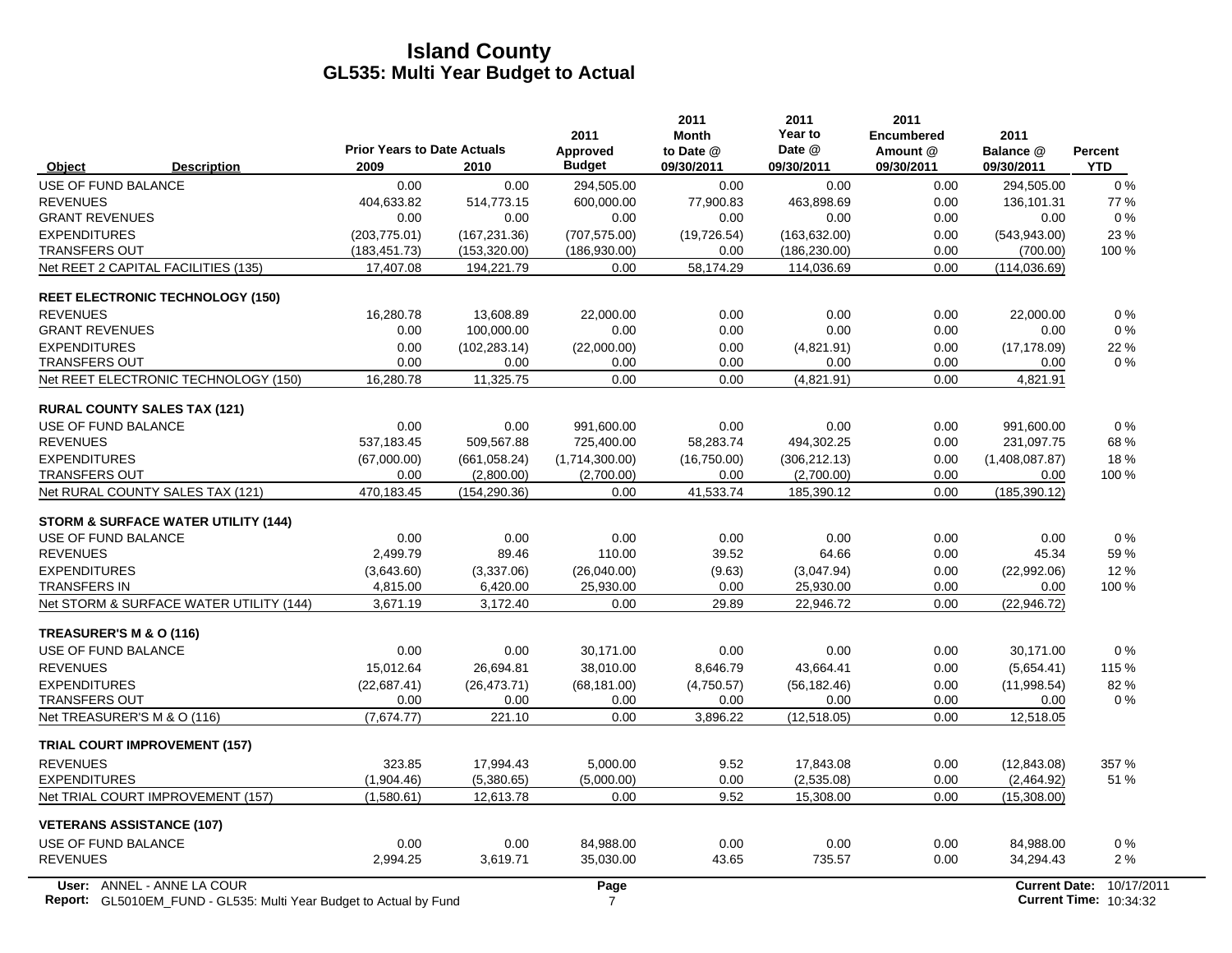# Island County
## GL535: Multi Year Budget to Actual

| Object | Description | Prior Years to Date Actuals 2009 | 2010 | 2011 Approved Budget | 2011 Month to Date @ 09/30/2011 | 2011 Year to Date @ 09/30/2011 | 2011 Encumbered Amount @ 09/30/2011 | 2011 Balance @ 09/30/2011 | Percent YTD |
|---|---|---|---|---|---|---|---|---|---|
| USE OF FUND BALANCE | | 0.00 | 0.00 | 294,505.00 | 0.00 | 0.00 | 0.00 | 294,505.00 | 0 % |
| REVENUES | | 404,633.82 | 514,773.15 | 600,000.00 | 77,900.83 | 463,898.69 | 0.00 | 136,101.31 | 77 % |
| GRANT REVENUES | | 0.00 | 0.00 | 0.00 | 0.00 | 0.00 | 0.00 | 0.00 | 0 % |
| EXPENDITURES | | (203,775.01) | (167,231.36) | (707,575.00) | (19,726.54) | (163,632.00) | 0.00 | (543,943.00) | 23 % |
| TRANSFERS OUT | | (183,451.73) | (153,320.00) | (186,930.00) | 0.00 | (186,230.00) | 0.00 | (700.00) | 100 % |
| Net REET 2 CAPITAL FACILITIES (135) | | 17,407.08 | 194,221.79 | 0.00 | 58,174.29 | 114,036.69 | 0.00 | (114,036.69) | |
| **REET ELECTRONIC TECHNOLOGY (150)** | | | | | | | | | |
| REVENUES | | 16,280.78 | 13,608.89 | 22,000.00 | 0.00 | 0.00 | 0.00 | 22,000.00 | 0 % |
| GRANT REVENUES | | 0.00 | 100,000.00 | 0.00 | 0.00 | 0.00 | 0.00 | 0.00 | 0 % |
| EXPENDITURES | | 0.00 | (102,283.14) | (22,000.00) | 0.00 | (4,821.91) | 0.00 | (17,178.09) | 22 % |
| TRANSFERS OUT | | 0.00 | 0.00 | 0.00 | 0.00 | 0.00 | 0.00 | 0.00 | 0 % |
| Net REET ELECTRONIC TECHNOLOGY (150) | | 16,280.78 | 11,325.75 | 0.00 | 0.00 | (4,821.91) | 0.00 | 4,821.91 | |
| **RURAL COUNTY SALES TAX (121)** | | | | | | | | | |
| USE OF FUND BALANCE | | 0.00 | 0.00 | 991,600.00 | 0.00 | 0.00 | 0.00 | 991,600.00 | 0 % |
| REVENUES | | 537,183.45 | 509,567.88 | 725,400.00 | 58,283.74 | 494,302.25 | 0.00 | 231,097.75 | 68 % |
| EXPENDITURES | | (67,000.00) | (661,058.24) | (1,714,300.00) | (16,750.00) | (306,212.13) | 0.00 | (1,408,087.87) | 18 % |
| TRANSFERS OUT | | 0.00 | (2,800.00) | (2,700.00) | 0.00 | (2,700.00) | 0.00 | 0.00 | 100 % |
| Net RURAL COUNTY SALES TAX (121) | | 470,183.45 | (154,290.36) | 0.00 | 41,533.74 | 185,390.12 | 0.00 | (185,390.12) | |
| **STORM & SURFACE WATER UTILITY (144)** | | | | | | | | | |
| USE OF FUND BALANCE | | 0.00 | 0.00 | 0.00 | 0.00 | 0.00 | 0.00 | 0.00 | 0 % |
| REVENUES | | 2,499.79 | 89.46 | 110.00 | 39.52 | 64.66 | 0.00 | 45.34 | 59 % |
| EXPENDITURES | | (3,643.60) | (3,337.06) | (26,040.00) | (9.63) | (3,047.94) | 0.00 | (22,992.06) | 12 % |
| TRANSFERS IN | | 4,815.00 | 6,420.00 | 25,930.00 | 0.00 | 25,930.00 | 0.00 | 0.00 | 100 % |
| Net STORM & SURFACE WATER UTILITY (144) | | 3,671.19 | 3,172.40 | 0.00 | 29.89 | 22,946.72 | 0.00 | (22,946.72) | |
| **TREASURER'S M & O (116)** | | | | | | | | | |
| USE OF FUND BALANCE | | 0.00 | 0.00 | 30,171.00 | 0.00 | 0.00 | 0.00 | 30,171.00 | 0 % |
| REVENUES | | 15,012.64 | 26,694.81 | 38,010.00 | 8,646.79 | 43,664.41 | 0.00 | (5,654.41) | 115 % |
| EXPENDITURES | | (22,687.41) | (26,473.71) | (68,181.00) | (4,750.57) | (56,182.46) | 0.00 | (11,998.54) | 82 % |
| TRANSFERS OUT | | 0.00 | 0.00 | 0.00 | 0.00 | 0.00 | 0.00 | 0.00 | 0 % |
| Net TREASURER'S M & O (116) | | (7,674.77) | 221.10 | 0.00 | 3,896.22 | (12,518.05) | 0.00 | 12,518.05 | |
| **TRIAL COURT IMPROVEMENT (157)** | | | | | | | | | |
| REVENUES | | 323.85 | 17,994.43 | 5,000.00 | 9.52 | 17,843.08 | 0.00 | (12,843.08) | 357 % |
| EXPENDITURES | | (1,904.46) | (5,380.65) | (5,000.00) | 0.00 | (2,535.08) | 0.00 | (2,464.92) | 51 % |
| Net TRIAL COURT IMPROVEMENT (157) | | (1,580.61) | 12,613.78 | 0.00 | 9.52 | 15,308.00 | 0.00 | (15,308.00) | |
| **VETERANS ASSISTANCE (107)** | | | | | | | | | |
| USE OF FUND BALANCE | | 0.00 | 0.00 | 84,988.00 | 0.00 | 0.00 | 0.00 | 84,988.00 | 0 % |
| REVENUES | | 2,994.25 | 3,619.71 | 35,030.00 | 43.65 | 735.57 | 0.00 | 34,294.43 | 2 % |

User: ANNEL - ANNE LA COUR
Report: GL5010EM_FUND - GL535: Multi Year Budget to Actual by Fund
Current Date: 10/17/2011
Current Time: 10:34:32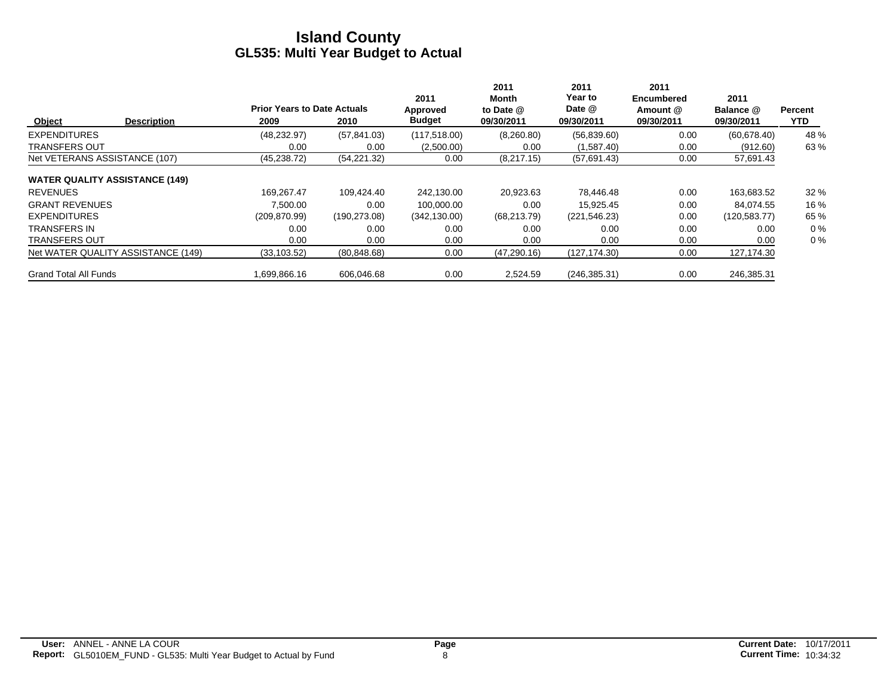# Island County
## GL535: Multi Year Budget to Actual

| Object | Description | Prior Years to Date Actuals 2009 | 2010 | 2011 Approved Budget | 2011 Month to Date @ 09/30/2011 | 2011 Year to Date @ 09/30/2011 | 2011 Encumbered Amount @ 09/30/2011 | 2011 Balance @ 09/30/2011 | Percent YTD |
|---|---|---|---|---|---|---|---|---|---|
| EXPENDITURES | | (48,232.97) | (57,841.03) | (117,518.00) | (8,260.80) | (56,839.60) | 0.00 | (60,678.40) | 48 % |
| TRANSFERS OUT | | 0.00 | 0.00 | (2,500.00) | 0.00 | (1,587.40) | 0.00 | (912.60) | 63 % |
| Net VETERANS ASSISTANCE (107) | | (45,238.72) | (54,221.32) | 0.00 | (8,217.15) | (57,691.43) | 0.00 | 57,691.43 | |
| **WATER QUALITY ASSISTANCE (149)** | | | | | | | | | |
| REVENUES | | 169,267.47 | 109,424.40 | 242,130.00 | 20,923.63 | 78,446.48 | 0.00 | 163,683.52 | 32 % |
| GRANT REVENUES | | 7,500.00 | 0.00 | 100,000.00 | 0.00 | 15,925.45 | 0.00 | 84,074.55 | 16 % |
| EXPENDITURES | | (209,870.99) | (190,273.08) | (342,130.00) | (68,213.79) | (221,546.23) | 0.00 | (120,583.77) | 65 % |
| TRANSFERS IN | | 0.00 | 0.00 | 0.00 | 0.00 | 0.00 | 0.00 | 0.00 | 0 % |
| TRANSFERS OUT | | 0.00 | 0.00 | 0.00 | 0.00 | 0.00 | 0.00 | 0.00 | 0 % |
| Net WATER QUALITY ASSISTANCE (149) | | (33,103.52) | (80,848.68) | 0.00 | (47,290.16) | (127,174.30) | 0.00 | 127,174.30 | |
| Grand Total All Funds | | 1,699,866.16 | 606,046.68 | 0.00 | 2,524.59 | (246,385.31) | 0.00 | 246,385.31 | |

**User:** ANNEL - ANNE LA COUR
**Report:** GL5010EM_FUND - GL535: Multi Year Budget to Actual by Fund
**Current Date:** 10/17/2011
**Current Time:** 10:34:32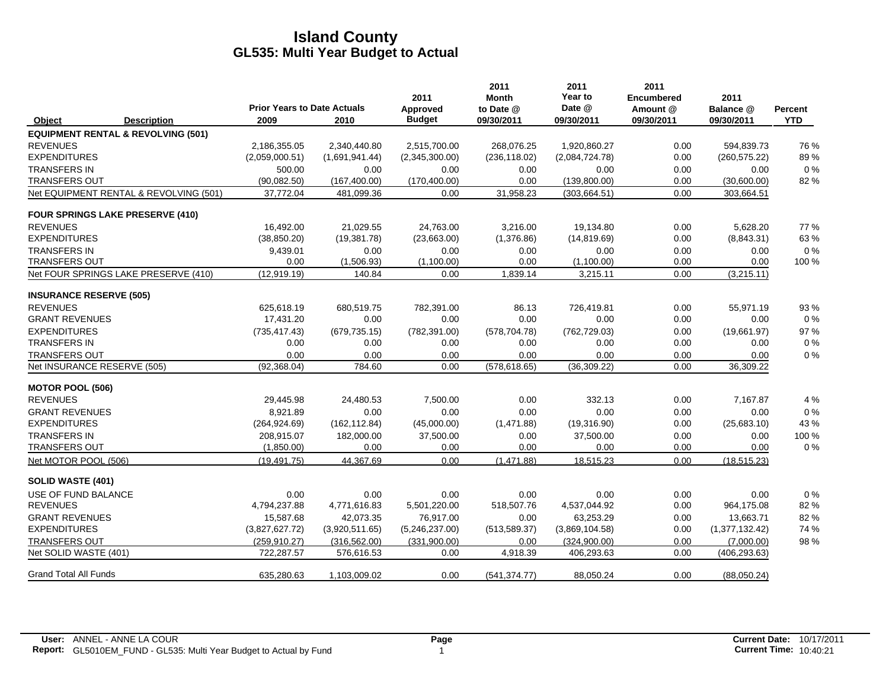# Island County
## GL535: Multi Year Budget to Actual

| Object | Description | Prior Years to Date Actuals 2009 | 2010 | 2011 Approved Budget | 2011 Month to Date @ 09/30/2011 | 2011 Year to Date @ 09/30/2011 | 2011 Encumbered Amount @ 09/30/2011 | 2011 Balance @ 09/30/2011 | Percent YTD |
|---|---|---|---|---|---|---|---|---|---|
| **EQUIPMENT RENTAL & REVOLVING (501)** | | | | | | | | | |
| REVENUES | | 2,186,355.05 | 2,340,440.80 | 2,515,700.00 | 268,076.25 | 1,920,860.27 | 0.00 | 594,839.73 | 76 % |
| EXPENDITURES | | (2,059,000.51) | (1,691,941.44) | (2,345,300.00) | (236,118.02) | (2,084,724.78) | 0.00 | (260,575.22) | 89 % |
| TRANSFERS IN | | 500.00 | 0.00 | 0.00 | 0.00 | 0.00 | 0.00 | 0.00 | 0 % |
| TRANSFERS OUT | | (90,082.50) | (167,400.00) | (170,400.00) | 0.00 | (139,800.00) | 0.00 | (30,600.00) | 82 % |
| Net EQUIPMENT RENTAL & REVOLVING (501) | | 37,772.04 | 481,099.36 | 0.00 | 31,958.23 | (303,664.51) | 0.00 | 303,664.51 | |
| **FOUR SPRINGS LAKE PRESERVE (410)** | | | | | | | | | |
| REVENUES | | 16,492.00 | 21,029.55 | 24,763.00 | 3,216.00 | 19,134.80 | 0.00 | 5,628.20 | 77 % |
| EXPENDITURES | | (38,850.20) | (19,381.78) | (23,663.00) | (1,376.86) | (14,819.69) | 0.00 | (8,843.31) | 63 % |
| TRANSFERS IN | | 9,439.01 | 0.00 | 0.00 | 0.00 | 0.00 | 0.00 | 0.00 | 0 % |
| TRANSFERS OUT | | 0.00 | (1,506.93) | (1,100.00) | 0.00 | (1,100.00) | 0.00 | 0.00 | 100 % |
| Net FOUR SPRINGS LAKE PRESERVE (410) | | (12,919.19) | 140.84 | 0.00 | 1,839.14 | 3,215.11 | 0.00 | (3,215.11) | |
| **INSURANCE RESERVE (505)** | | | | | | | | | |
| REVENUES | | 625,618.19 | 680,519.75 | 782,391.00 | 86.13 | 726,419.81 | 0.00 | 55,971.19 | 93 % |
| GRANT REVENUES | | 17,431.20 | 0.00 | 0.00 | 0.00 | 0.00 | 0.00 | 0.00 | 0 % |
| EXPENDITURES | | (735,417.43) | (679,735.15) | (782,391.00) | (578,704.78) | (762,729.03) | 0.00 | (19,661.97) | 97 % |
| TRANSFERS IN | | 0.00 | 0.00 | 0.00 | 0.00 | 0.00 | 0.00 | 0.00 | 0 % |
| TRANSFERS OUT | | 0.00 | 0.00 | 0.00 | 0.00 | 0.00 | 0.00 | 0.00 | 0 % |
| Net INSURANCE RESERVE (505) | | (92,368.04) | 784.60 | 0.00 | (578,618.65) | (36,309.22) | 0.00 | 36,309.22 | |
| **MOTOR POOL (506)** | | | | | | | | | |
| REVENUES | | 29,445.98 | 24,480.53 | 7,500.00 | 0.00 | 332.13 | 0.00 | 7,167.87 | 4 % |
| GRANT REVENUES | | 8,921.89 | 0.00 | 0.00 | 0.00 | 0.00 | 0.00 | 0.00 | 0 % |
| EXPENDITURES | | (264,924.69) | (162,112.84) | (45,000.00) | (1,471.88) | (19,316.90) | 0.00 | (25,683.10) | 43 % |
| TRANSFERS IN | | 208,915.07 | 182,000.00 | 37,500.00 | 0.00 | 37,500.00 | 0.00 | 0.00 | 100 % |
| TRANSFERS OUT | | (1,850.00) | 0.00 | 0.00 | 0.00 | 0.00 | 0.00 | 0.00 | 0 % |
| Net MOTOR POOL (506) | | (19,491.75) | 44,367.69 | 0.00 | (1,471.88) | 18,515.23 | 0.00 | (18,515.23) | |
| **SOLID WASTE (401)** | | | | | | | | | |
| USE OF FUND BALANCE | | 0.00 | 0.00 | 0.00 | 0.00 | 0.00 | 0.00 | 0.00 | 0 % |
| REVENUES | | 4,794,237.88 | 4,771,616.83 | 5,501,220.00 | 518,507.76 | 4,537,044.92 | 0.00 | 964,175.08 | 82 % |
| GRANT REVENUES | | 15,587.68 | 42,073.35 | 76,917.00 | 0.00 | 63,253.29 | 0.00 | 13,663.71 | 82 % |
| EXPENDITURES | | (3,827,627.72) | (3,920,511.65) | (5,246,237.00) | (513,589.37) | (3,869,104.58) | 0.00 | (1,377,132.42) | 74 % |
| TRANSFERS OUT | | (259,910.27) | (316,562.00) | (331,900.00) | 0.00 | (324,900.00) | 0.00 | (7,000.00) | 98 % |
| Net SOLID WASTE (401) | | 722,287.57 | 576,616.53 | 0.00 | 4,918.39 | 406,293.63 | 0.00 | (406,293.63) | |
| Grand Total All Funds | | 635,280.63 | 1,103,009.02 | 0.00 | (541,374.77) | 88,050.24 | 0.00 | (88,050.24) | |

**User:** ANNEL - ANNE LA COUR
**Report:** GL5010EM_FUND - GL535: Multi Year Budget to Actual by Fund

**Current Date:** 10/17/2011
**Current Time:** 10:40:21